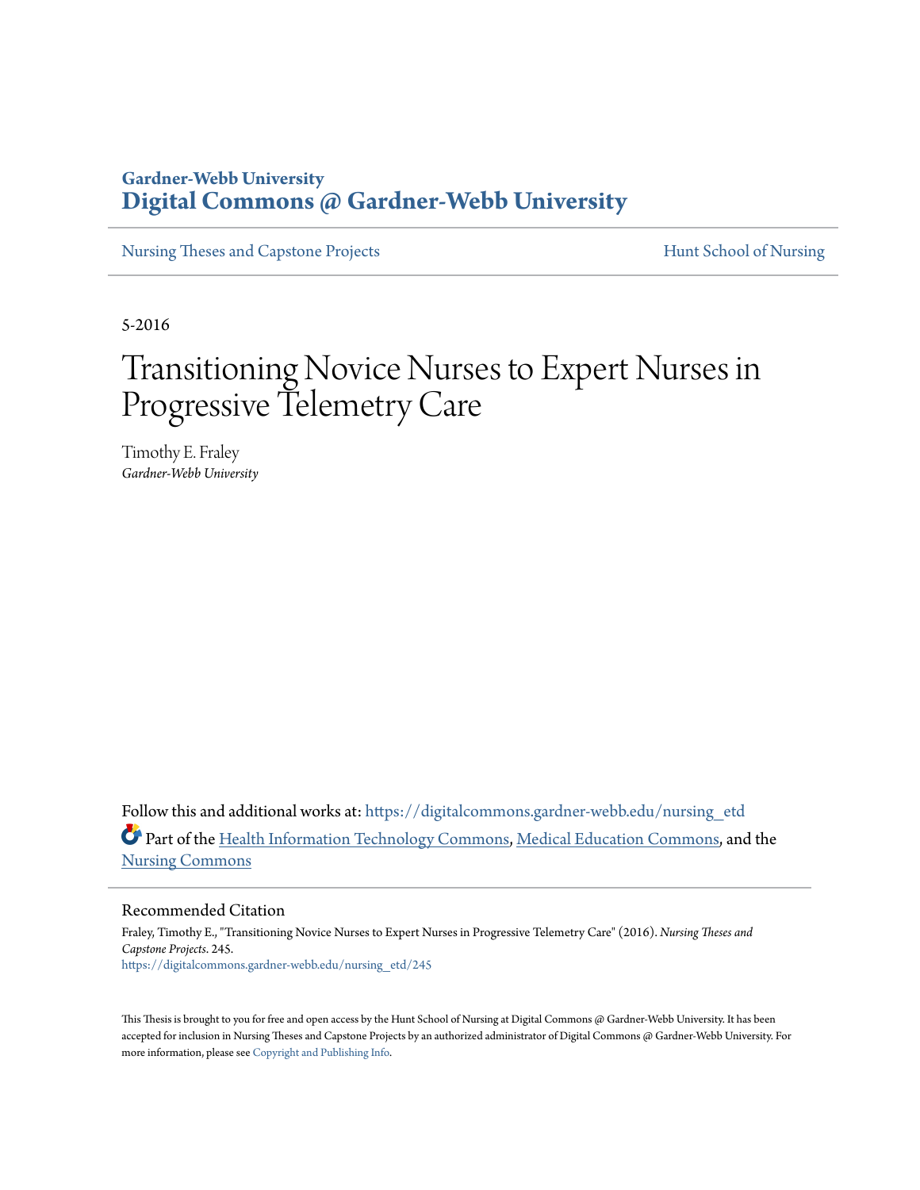Gardner-Webb University
**Digital Commons @ Gardner-Webb University**

Nursing Theses and Capstone Projects | Hunt School of Nursing

5-2016

# Transitioning Novice Nurses to Expert Nurses in Progressive Telemetry Care

Timothy E. Fraley
*Gardner-Webb University*

Follow this and additional works at: https://digitalcommons.gardner-webb.edu/nursing_etd

Part of the Health Information Technology Commons, Medical Education Commons, and the Nursing Commons

## Recommended Citation

Fraley, Timothy E., "Transitioning Novice Nurses to Expert Nurses in Progressive Telemetry Care" (2016). *Nursing Theses and Capstone Projects*. 245.
https://digitalcommons.gardner-webb.edu/nursing_etd/245

This Thesis is brought to you for free and open access by the Hunt School of Nursing at Digital Commons @ Gardner-Webb University. It has been accepted for inclusion in Nursing Theses and Capstone Projects by an authorized administrator of Digital Commons @ Gardner-Webb University. For more information, please see Copyright and Publishing Info.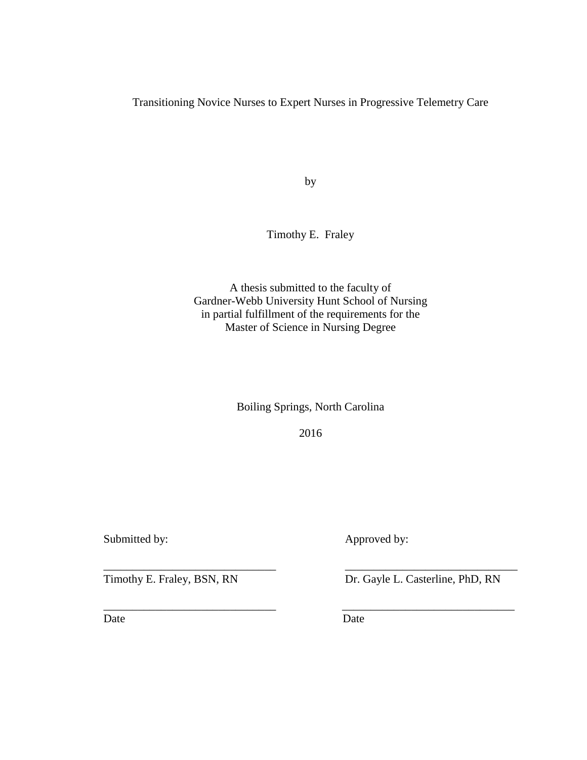# Transitioning Novice Nurses to Expert Nurses in Progressive Telemetry Care

by

Timothy E. Fraley

A thesis submitted to the faculty of
Gardner-Webb University Hunt School of Nursing
in partial fulfillment of the requirements for the
Master of Science in Nursing Degree

Boiling Springs, North Carolina

2016

| Submitted by: | Approved by: |
|---|---|
| ______________________________ | ______________________________ |
| Timothy E. Fraley, BSN, RN | Dr. Gayle L. Casterline, PhD, RN |
| ______________________________ | ______________________________ |
| Date | Date |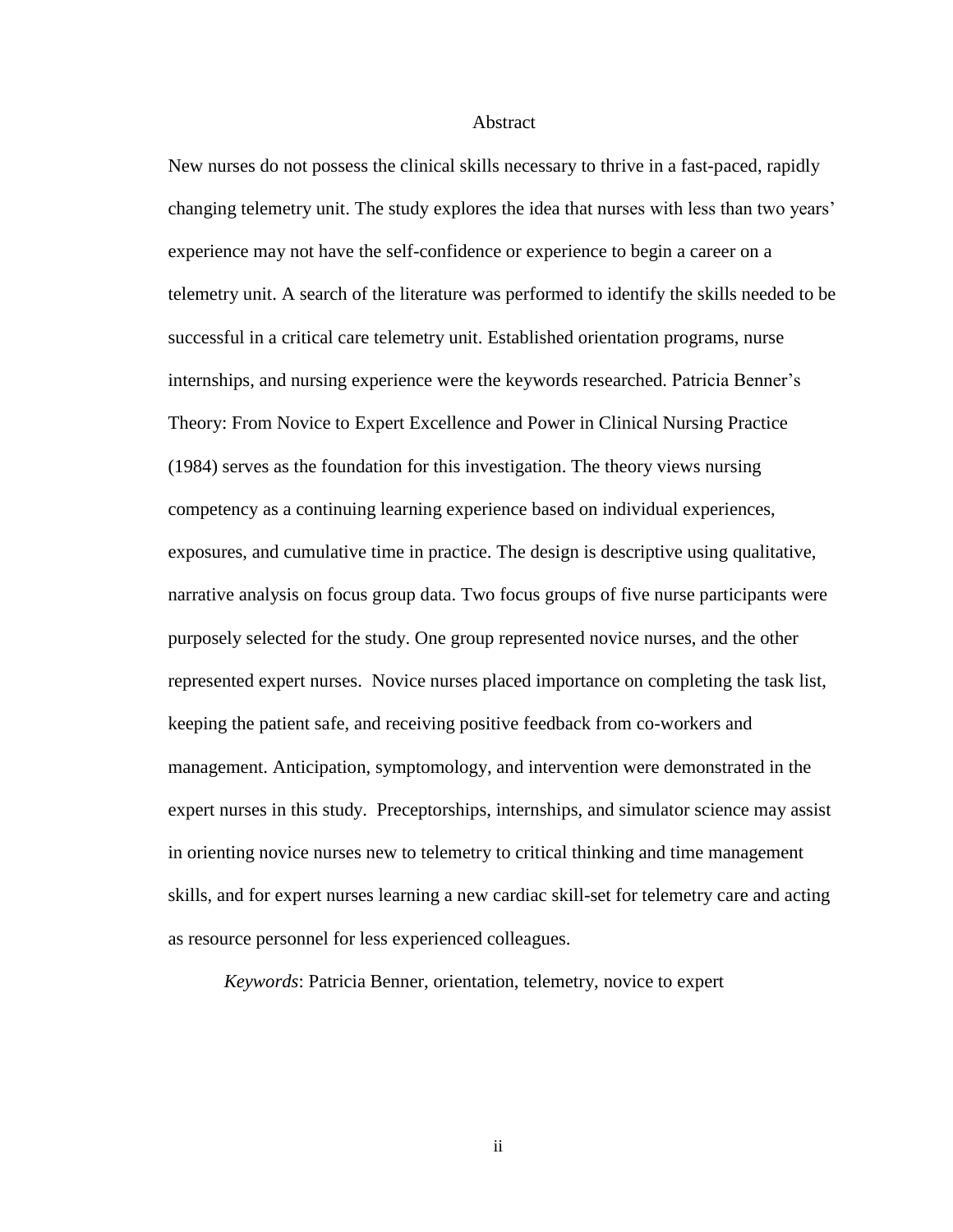# Abstract

New nurses do not possess the clinical skills necessary to thrive in a fast-paced, rapidly changing telemetry unit. The study explores the idea that nurses with less than two years' experience may not have the self-confidence or experience to begin a career on a telemetry unit. A search of the literature was performed to identify the skills needed to be successful in a critical care telemetry unit. Established orientation programs, nurse internships, and nursing experience were the keywords researched. Patricia Benner's Theory: From Novice to Expert Excellence and Power in Clinical Nursing Practice (1984) serves as the foundation for this investigation. The theory views nursing competency as a continuing learning experience based on individual experiences, exposures, and cumulative time in practice. The design is descriptive using qualitative, narrative analysis on focus group data. Two focus groups of five nurse participants were purposely selected for the study. One group represented novice nurses, and the other represented expert nurses. Novice nurses placed importance on completing the task list, keeping the patient safe, and receiving positive feedback from co-workers and management. Anticipation, symptomology, and intervention were demonstrated in the expert nurses in this study. Preceptorships, internships, and simulator science may assist in orienting novice nurses new to telemetry to critical thinking and time management skills, and for expert nurses learning a new cardiac skill-set for telemetry care and acting as resource personnel for less experienced colleagues.

*Keywords*: Patricia Benner, orientation, telemetry, novice to expert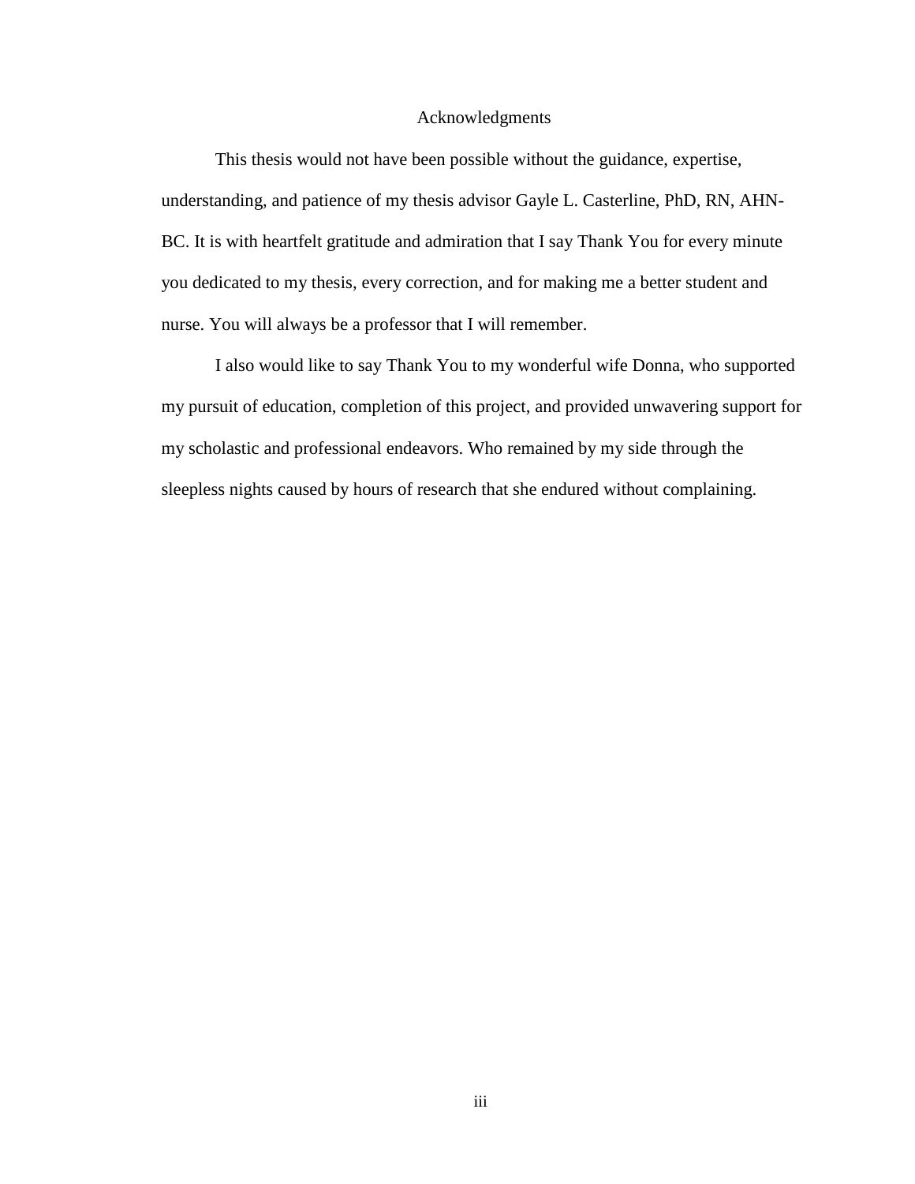# Acknowledgments

This thesis would not have been possible without the guidance, expertise, understanding, and patience of my thesis advisor Gayle L. Casterline, PhD, RN, AHN-BC. It is with heartfelt gratitude and admiration that I say Thank You for every minute you dedicated to my thesis, every correction, and for making me a better student and nurse. You will always be a professor that I will remember.

I also would like to say Thank You to my wonderful wife Donna, who supported my pursuit of education, completion of this project, and provided unwavering support for my scholastic and professional endeavors. Who remained by my side through the sleepless nights caused by hours of research that she endured without complaining.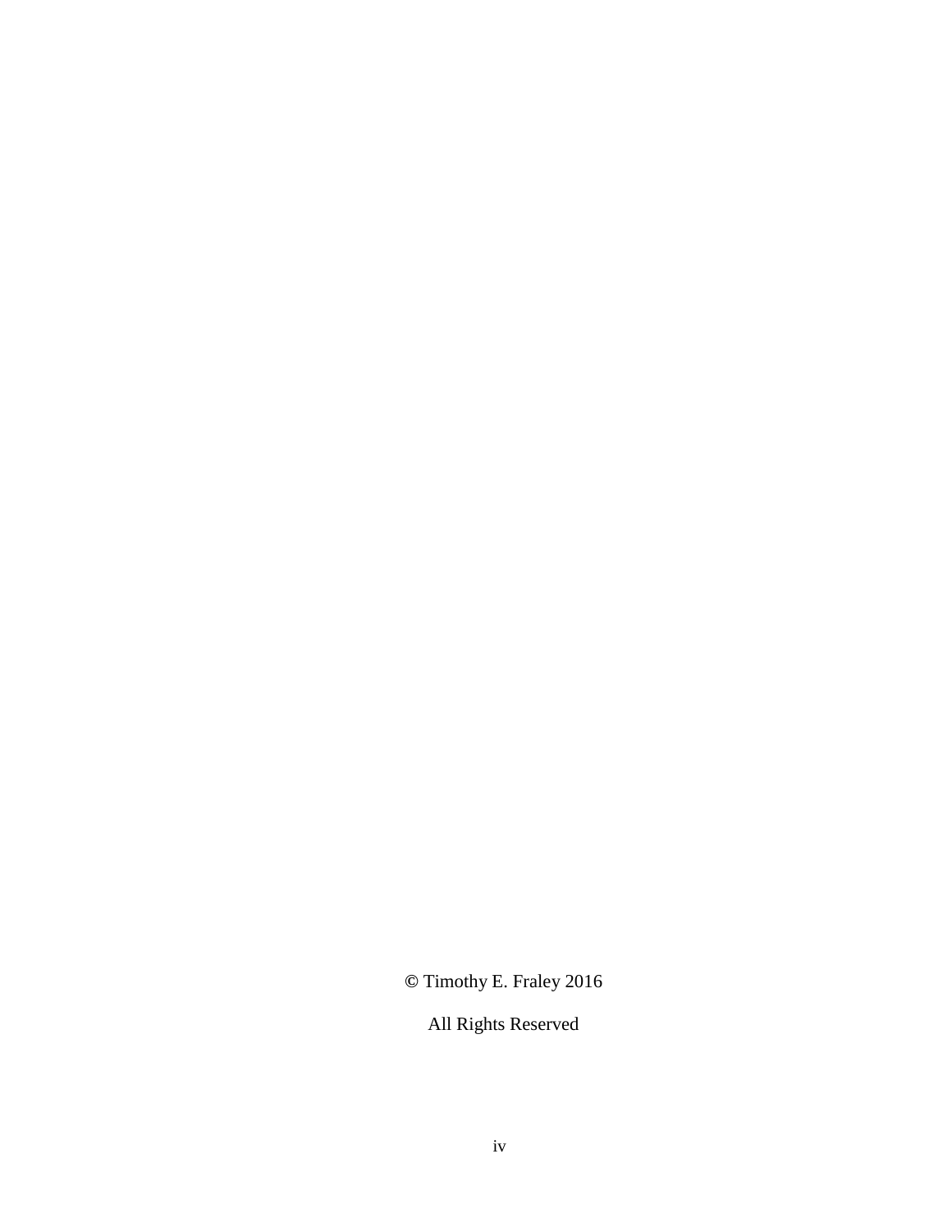© Timothy E. Fraley 2016

All Rights Reserved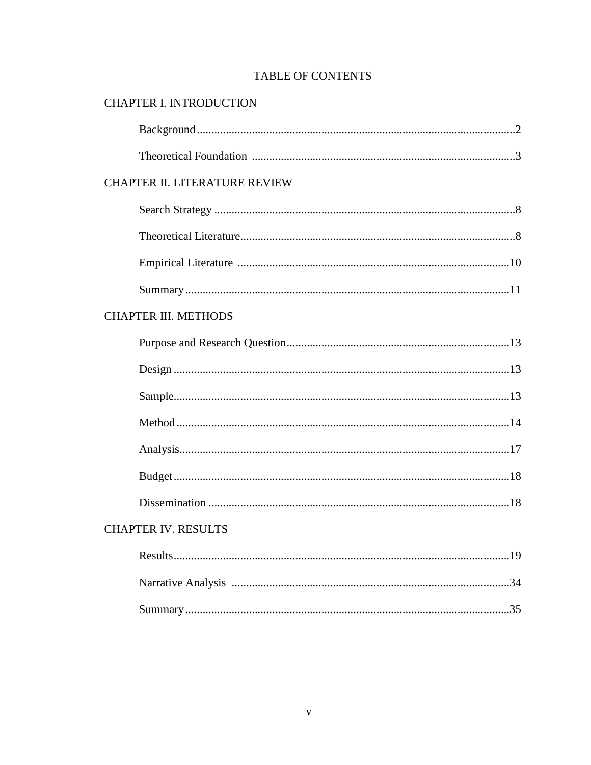# TABLE OF CONTENTS

CHAPTER I. INTRODUCTION

- Background ........................................................................................................2
- Theoretical Foundation ......................................................................................3

CHAPTER II. LITERATURE REVIEW

- Search Strategy ....................................................................................................8
- Theoretical Literature..........................................................................................8
- Empirical Literature ..........................................................................................10
- Summary ............................................................................................................11

CHAPTER III. METHODS

- Purpose and Research Question.........................................................................13
- Design ................................................................................................................13
- Sample................................................................................................................13
- Method ...............................................................................................................14
- Analysis..............................................................................................................17
- Budget ................................................................................................................18
- Dissemination ....................................................................................................18

CHAPTER IV. RESULTS

- Results................................................................................................................19
- Narrative Analysis .............................................................................................34
- Summary ............................................................................................................35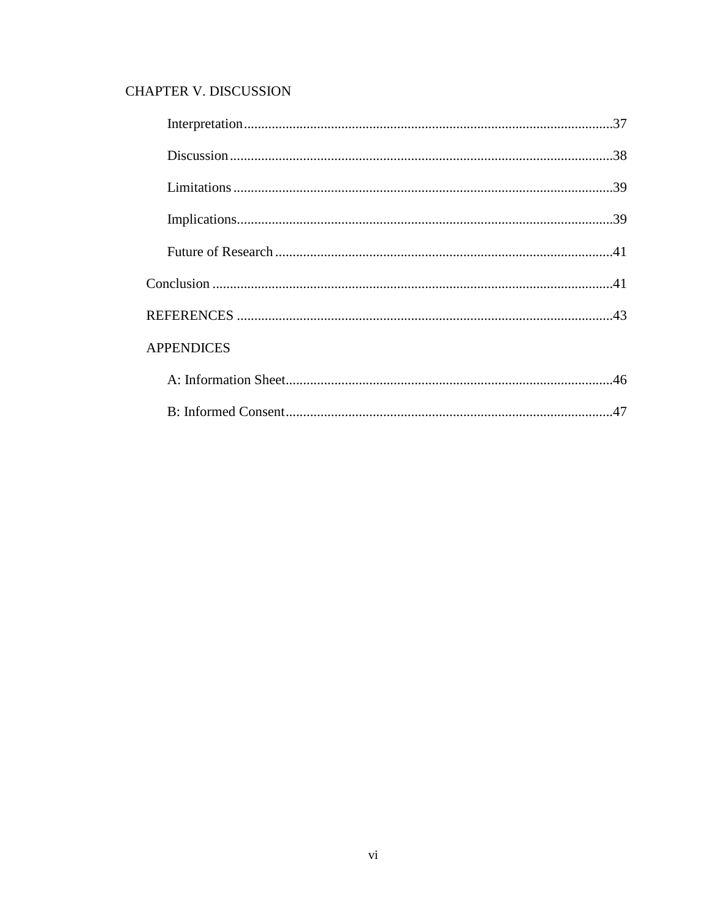CHAPTER V. DISCUSSION

- Interpretation....................................................................................................37
- Discussion.........................................................................................................38
- Limitations........................................................................................................39
- Implications......................................................................................................39
- Future of Research............................................................................................41

Conclusion ..............................................................................................................41

REFERENCES .......................................................................................................43

APPENDICES

- A: Information Sheet...........................................................................................46
- B: Informed Consent............................................................................................47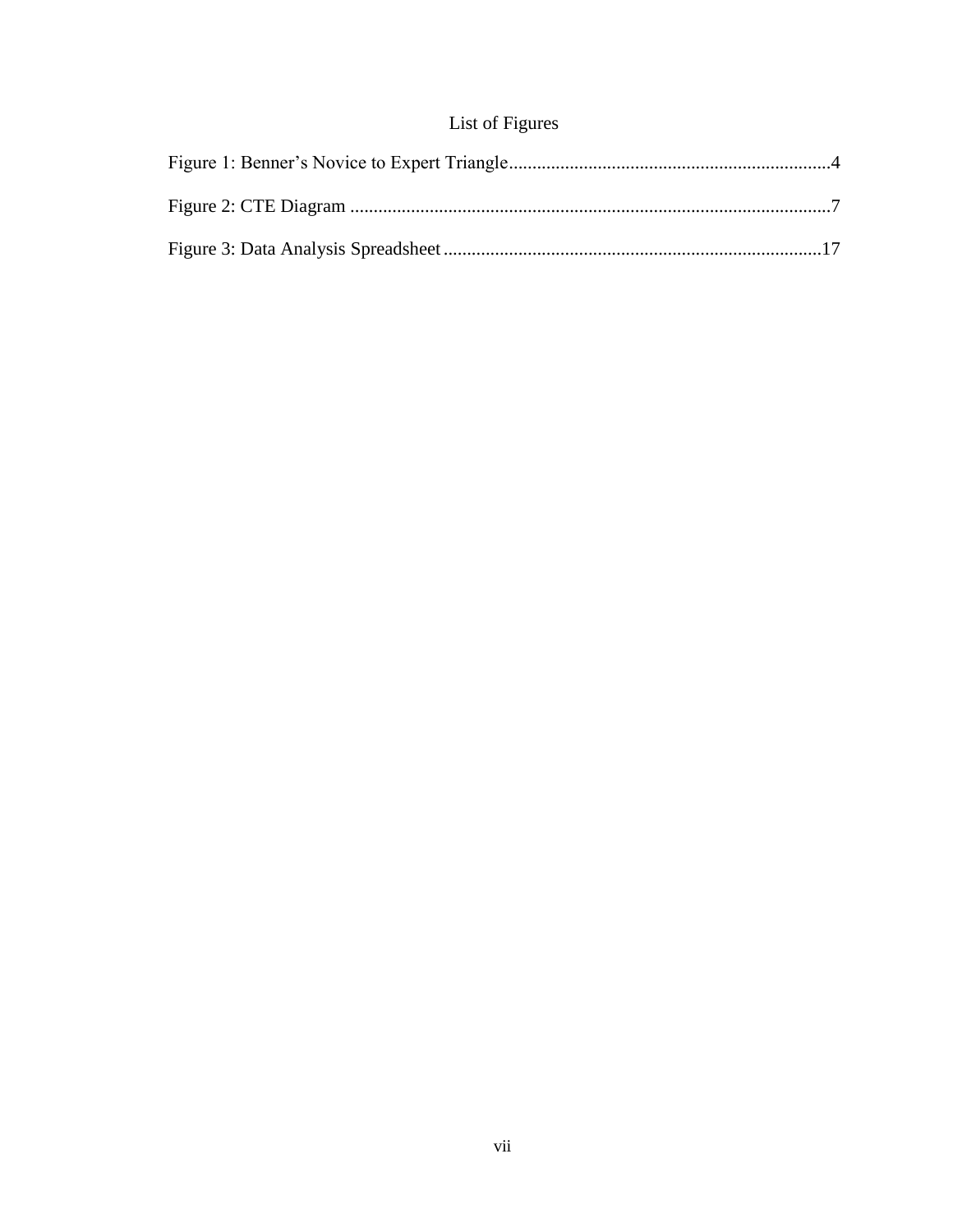# List of Figures

Figure 1: Benner's Novice to Expert Triangle....................................................................4

Figure 2: CTE Diagram ......................................................................................................7

Figure 3: Data Analysis Spreadsheet ................................................................................17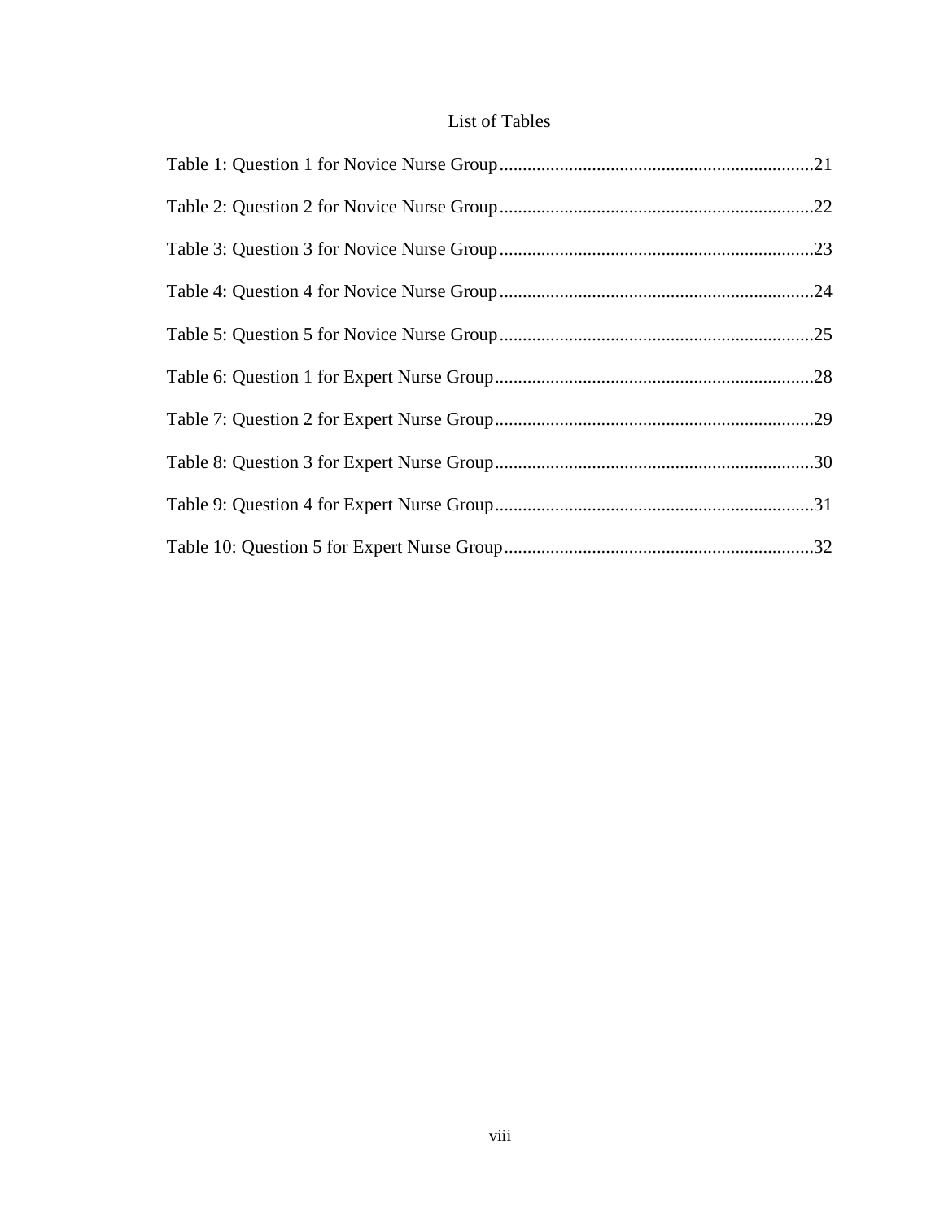# List of Tables

Table 1: Question 1 for Novice Nurse Group....................................................................21

Table 2: Question 2 for Novice Nurse Group....................................................................22

Table 3: Question 3 for Novice Nurse Group....................................................................23

Table 4: Question 4 for Novice Nurse Group....................................................................24

Table 5: Question 5 for Novice Nurse Group....................................................................25

Table 6: Question 1 for Expert Nurse Group.....................................................................28

Table 7: Question 2 for Expert Nurse Group.....................................................................29

Table 8: Question 3 for Expert Nurse Group.....................................................................30

Table 9: Question 4 for Expert Nurse Group.....................................................................31

Table 10: Question 5 for Expert Nurse Group...................................................................32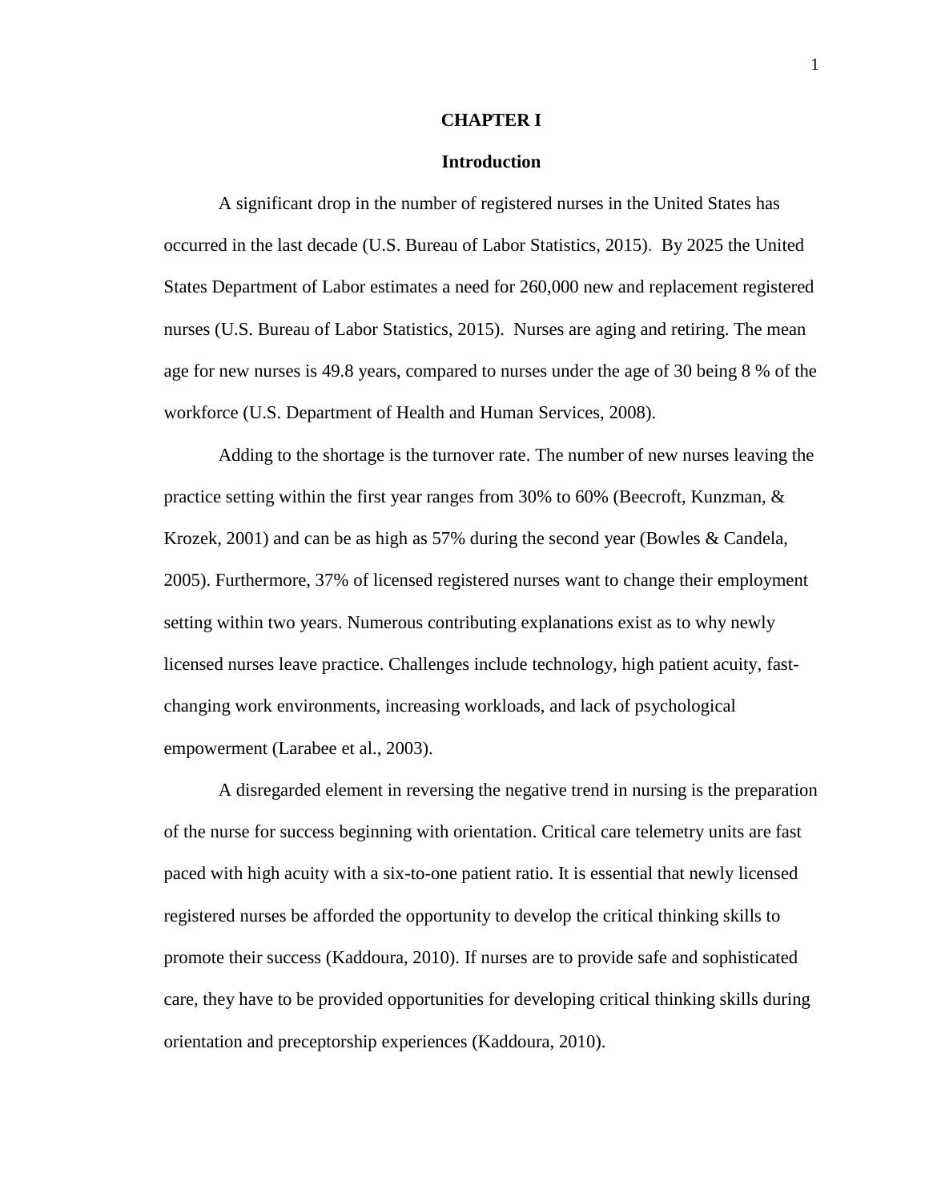# CHAPTER I

## Introduction

A significant drop in the number of registered nurses in the United States has occurred in the last decade (U.S. Bureau of Labor Statistics, 2015). By 2025 the United States Department of Labor estimates a need for 260,000 new and replacement registered nurses (U.S. Bureau of Labor Statistics, 2015). Nurses are aging and retiring. The mean age for new nurses is 49.8 years, compared to nurses under the age of 30 being 8 % of the workforce (U.S. Department of Health and Human Services, 2008).

Adding to the shortage is the turnover rate. The number of new nurses leaving the practice setting within the first year ranges from 30% to 60% (Beecroft, Kunzman, & Krozek, 2001) and can be as high as 57% during the second year (Bowles & Candela, 2005). Furthermore, 37% of licensed registered nurses want to change their employment setting within two years. Numerous contributing explanations exist as to why newly licensed nurses leave practice. Challenges include technology, high patient acuity, fast-changing work environments, increasing workloads, and lack of psychological empowerment (Larabee et al., 2003).

A disregarded element in reversing the negative trend in nursing is the preparation of the nurse for success beginning with orientation. Critical care telemetry units are fast paced with high acuity with a six-to-one patient ratio. It is essential that newly licensed registered nurses be afforded the opportunity to develop the critical thinking skills to promote their success (Kaddoura, 2010). If nurses are to provide safe and sophisticated care, they have to be provided opportunities for developing critical thinking skills during orientation and preceptorship experiences (Kaddoura, 2010).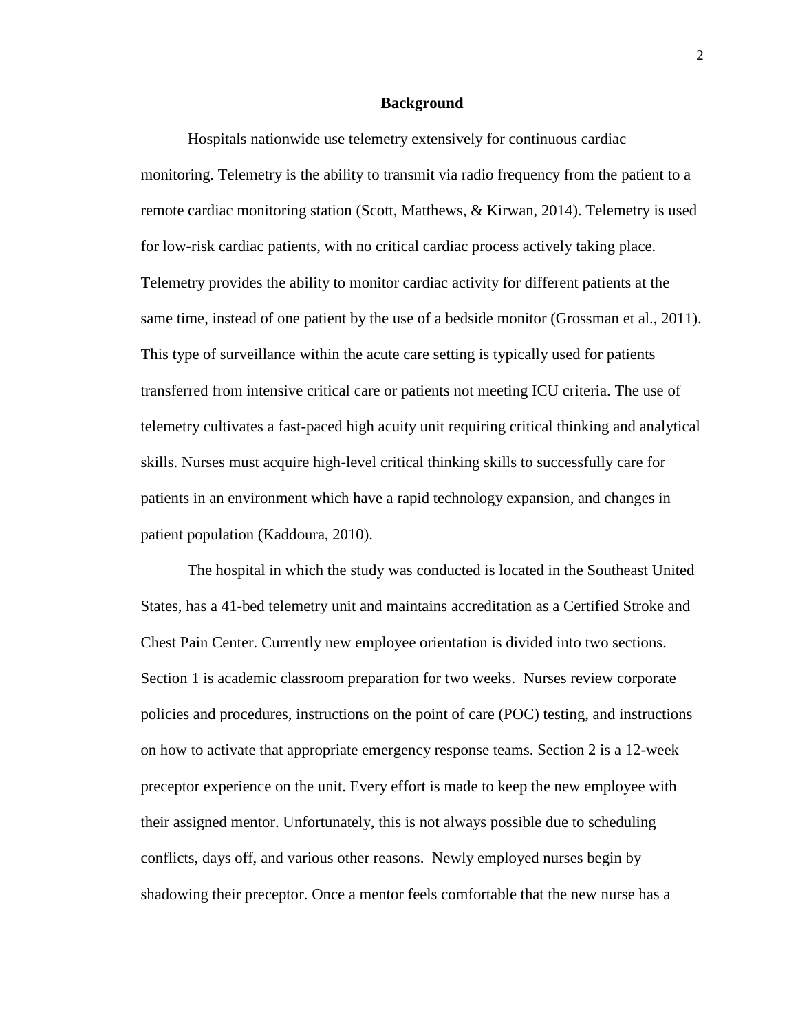## Background

Hospitals nationwide use telemetry extensively for continuous cardiac monitoring. Telemetry is the ability to transmit via radio frequency from the patient to a remote cardiac monitoring station (Scott, Matthews, & Kirwan, 2014). Telemetry is used for low-risk cardiac patients, with no critical cardiac process actively taking place. Telemetry provides the ability to monitor cardiac activity for different patients at the same time, instead of one patient by the use of a bedside monitor (Grossman et al., 2011). This type of surveillance within the acute care setting is typically used for patients transferred from intensive critical care or patients not meeting ICU criteria. The use of telemetry cultivates a fast-paced high acuity unit requiring critical thinking and analytical skills. Nurses must acquire high-level critical thinking skills to successfully care for patients in an environment which have a rapid technology expansion, and changes in patient population (Kaddoura, 2010).

The hospital in which the study was conducted is located in the Southeast United States, has a 41-bed telemetry unit and maintains accreditation as a Certified Stroke and Chest Pain Center. Currently new employee orientation is divided into two sections. Section 1 is academic classroom preparation for two weeks. Nurses review corporate policies and procedures, instructions on the point of care (POC) testing, and instructions on how to activate that appropriate emergency response teams. Section 2 is a 12-week preceptor experience on the unit. Every effort is made to keep the new employee with their assigned mentor. Unfortunately, this is not always possible due to scheduling conflicts, days off, and various other reasons. Newly employed nurses begin by shadowing their preceptor. Once a mentor feels comfortable that the new nurse has a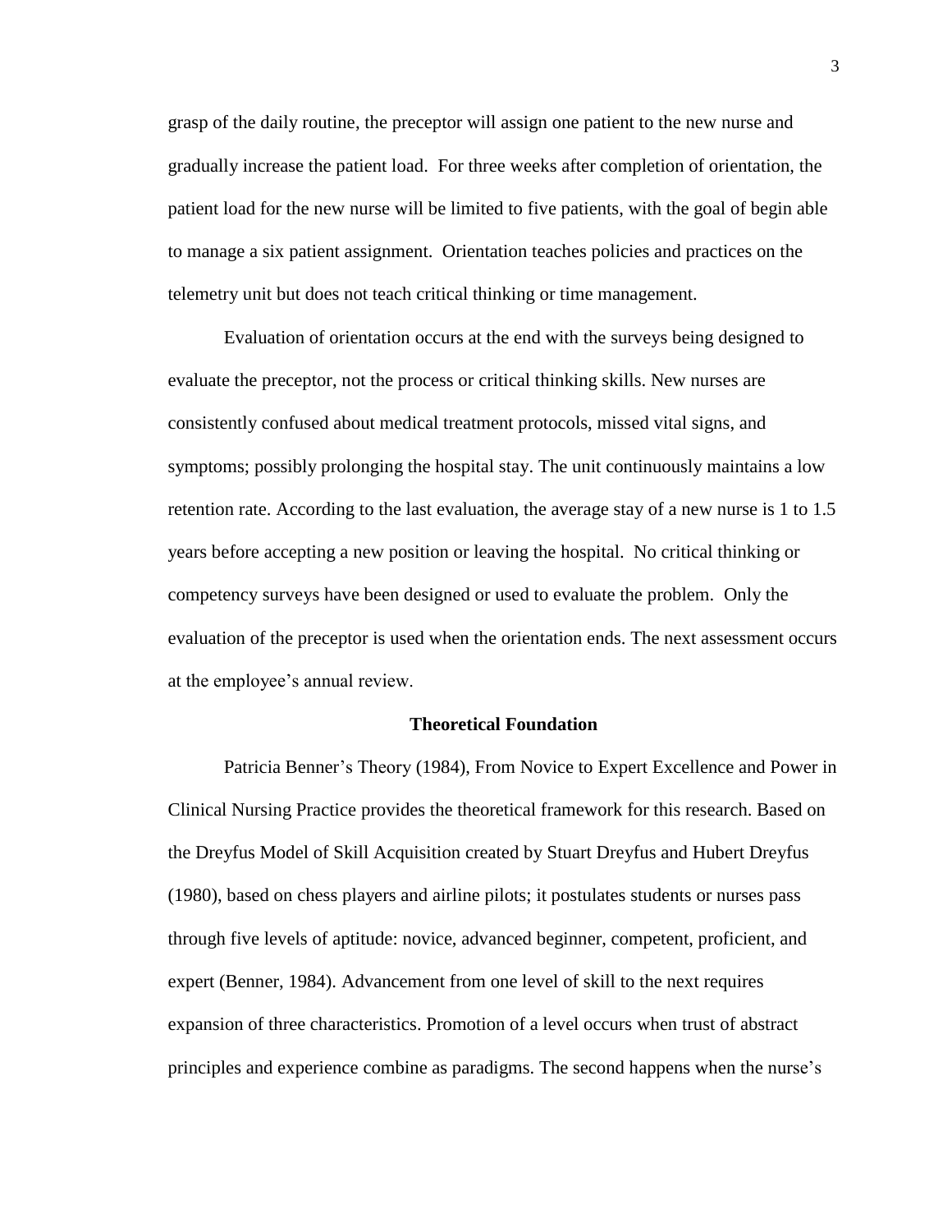grasp of the daily routine, the preceptor will assign one patient to the new nurse and gradually increase the patient load. For three weeks after completion of orientation, the patient load for the new nurse will be limited to five patients, with the goal of begin able to manage a six patient assignment. Orientation teaches policies and practices on the telemetry unit but does not teach critical thinking or time management.

Evaluation of orientation occurs at the end with the surveys being designed to evaluate the preceptor, not the process or critical thinking skills. New nurses are consistently confused about medical treatment protocols, missed vital signs, and symptoms; possibly prolonging the hospital stay. The unit continuously maintains a low retention rate. According to the last evaluation, the average stay of a new nurse is 1 to 1.5 years before accepting a new position or leaving the hospital. No critical thinking or competency surveys have been designed or used to evaluate the problem. Only the evaluation of the preceptor is used when the orientation ends. The next assessment occurs at the employee's annual review.

## Theoretical Foundation

Patricia Benner's Theory (1984), From Novice to Expert Excellence and Power in Clinical Nursing Practice provides the theoretical framework for this research. Based on the Dreyfus Model of Skill Acquisition created by Stuart Dreyfus and Hubert Dreyfus (1980), based on chess players and airline pilots; it postulates students or nurses pass through five levels of aptitude: novice, advanced beginner, competent, proficient, and expert (Benner, 1984). Advancement from one level of skill to the next requires expansion of three characteristics. Promotion of a level occurs when trust of abstract principles and experience combine as paradigms. The second happens when the nurse's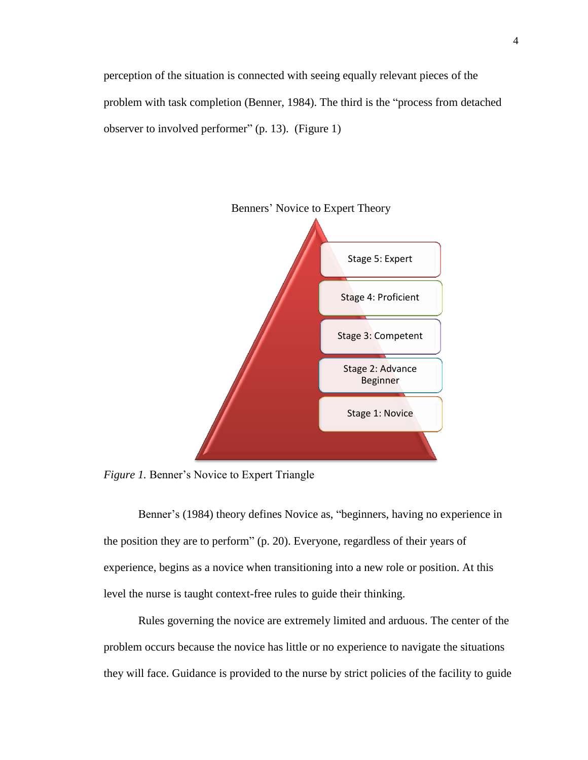perception of the situation is connected with seeing equally relevant pieces of the problem with task completion (Benner, 1984). The third is the "process from detached observer to involved performer" (p. 13). (Figure 1)

Benners' Novice to Expert Theory

Stage 5: Expert

Stage 4: Proficient

Stage 3: Competent

Stage 2: Advance Beginner

Stage 1: Novice

*Figure 1.* Benner's Novice to Expert Triangle

Benner's (1984) theory defines Novice as, "beginners, having no experience in the position they are to perform" (p. 20). Everyone, regardless of their years of experience, begins as a novice when transitioning into a new role or position. At this level the nurse is taught context-free rules to guide their thinking.

Rules governing the novice are extremely limited and arduous. The center of the problem occurs because the novice has little or no experience to navigate the situations they will face. Guidance is provided to the nurse by strict policies of the facility to guide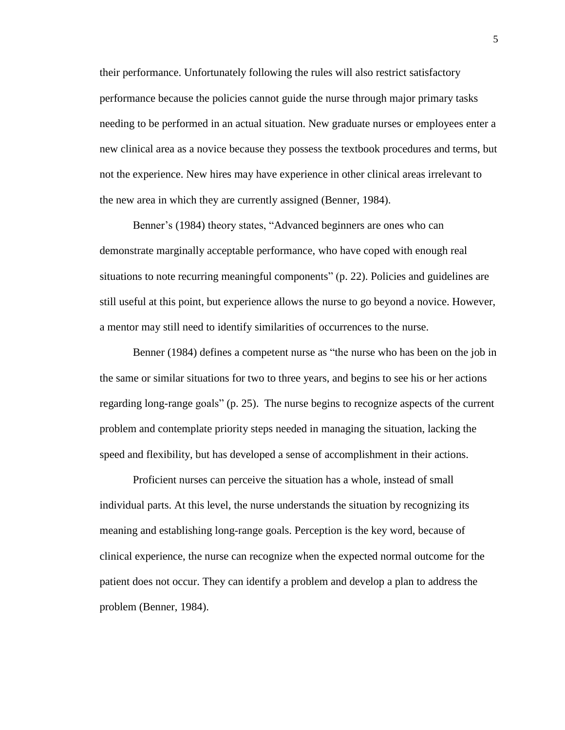their performance. Unfortunately following the rules will also restrict satisfactory performance because the policies cannot guide the nurse through major primary tasks needing to be performed in an actual situation. New graduate nurses or employees enter a new clinical area as a novice because they possess the textbook procedures and terms, but not the experience. New hires may have experience in other clinical areas irrelevant to the new area in which they are currently assigned (Benner, 1984).

Benner's (1984) theory states, "Advanced beginners are ones who can demonstrate marginally acceptable performance, who have coped with enough real situations to note recurring meaningful components" (p. 22). Policies and guidelines are still useful at this point, but experience allows the nurse to go beyond a novice. However, a mentor may still need to identify similarities of occurrences to the nurse.

Benner (1984) defines a competent nurse as "the nurse who has been on the job in the same or similar situations for two to three years, and begins to see his or her actions regarding long-range goals" (p. 25). The nurse begins to recognize aspects of the current problem and contemplate priority steps needed in managing the situation, lacking the speed and flexibility, but has developed a sense of accomplishment in their actions.

Proficient nurses can perceive the situation has a whole, instead of small individual parts. At this level, the nurse understands the situation by recognizing its meaning and establishing long-range goals. Perception is the key word, because of clinical experience, the nurse can recognize when the expected normal outcome for the patient does not occur. They can identify a problem and develop a plan to address the problem (Benner, 1984).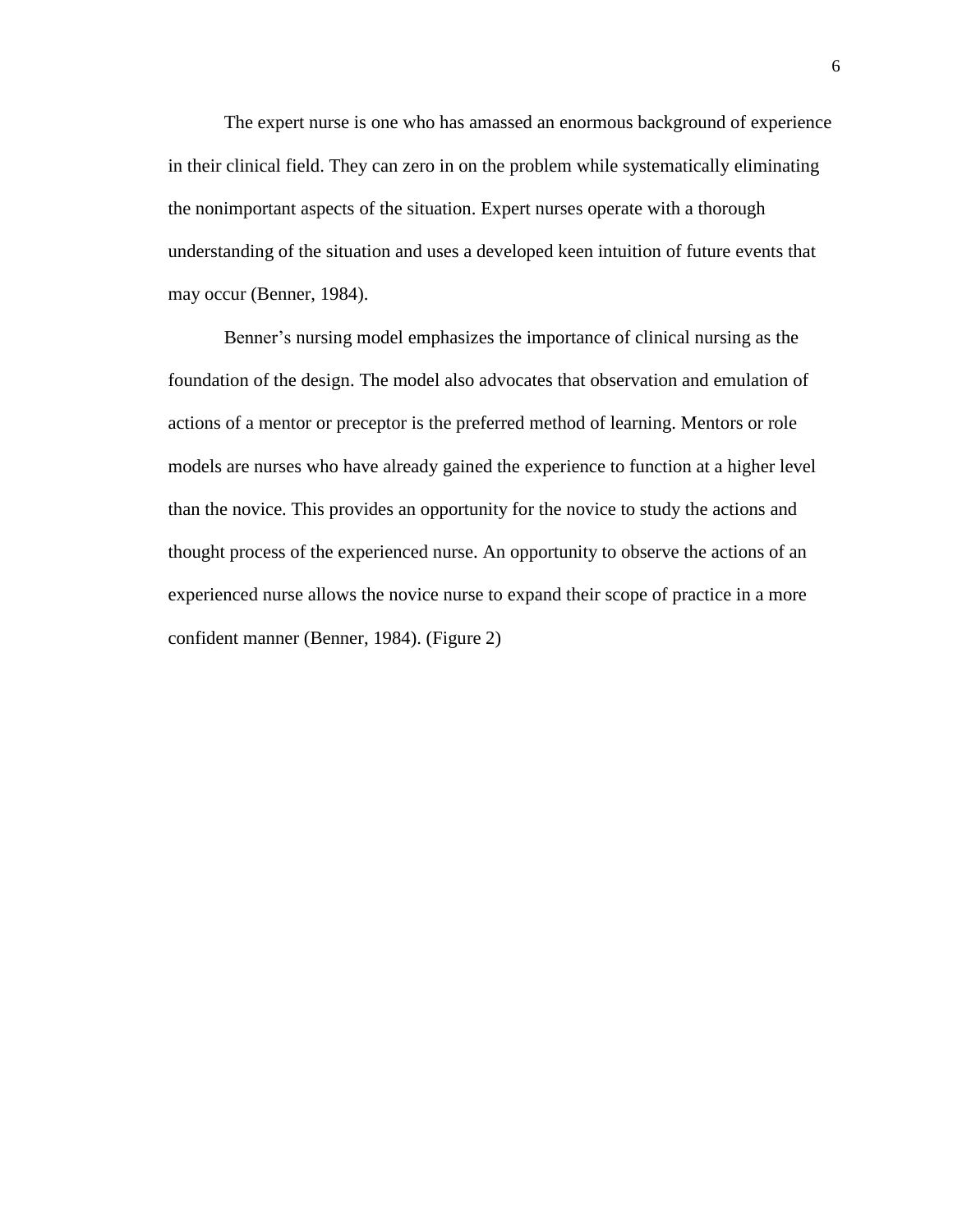The expert nurse is one who has amassed an enormous background of experience in their clinical field. They can zero in on the problem while systematically eliminating the nonimportant aspects of the situation. Expert nurses operate with a thorough understanding of the situation and uses a developed keen intuition of future events that may occur (Benner, 1984).

Benner's nursing model emphasizes the importance of clinical nursing as the foundation of the design. The model also advocates that observation and emulation of actions of a mentor or preceptor is the preferred method of learning. Mentors or role models are nurses who have already gained the experience to function at a higher level than the novice. This provides an opportunity for the novice to study the actions and thought process of the experienced nurse. An opportunity to observe the actions of an experienced nurse allows the novice nurse to expand their scope of practice in a more confident manner (Benner, 1984). (Figure 2)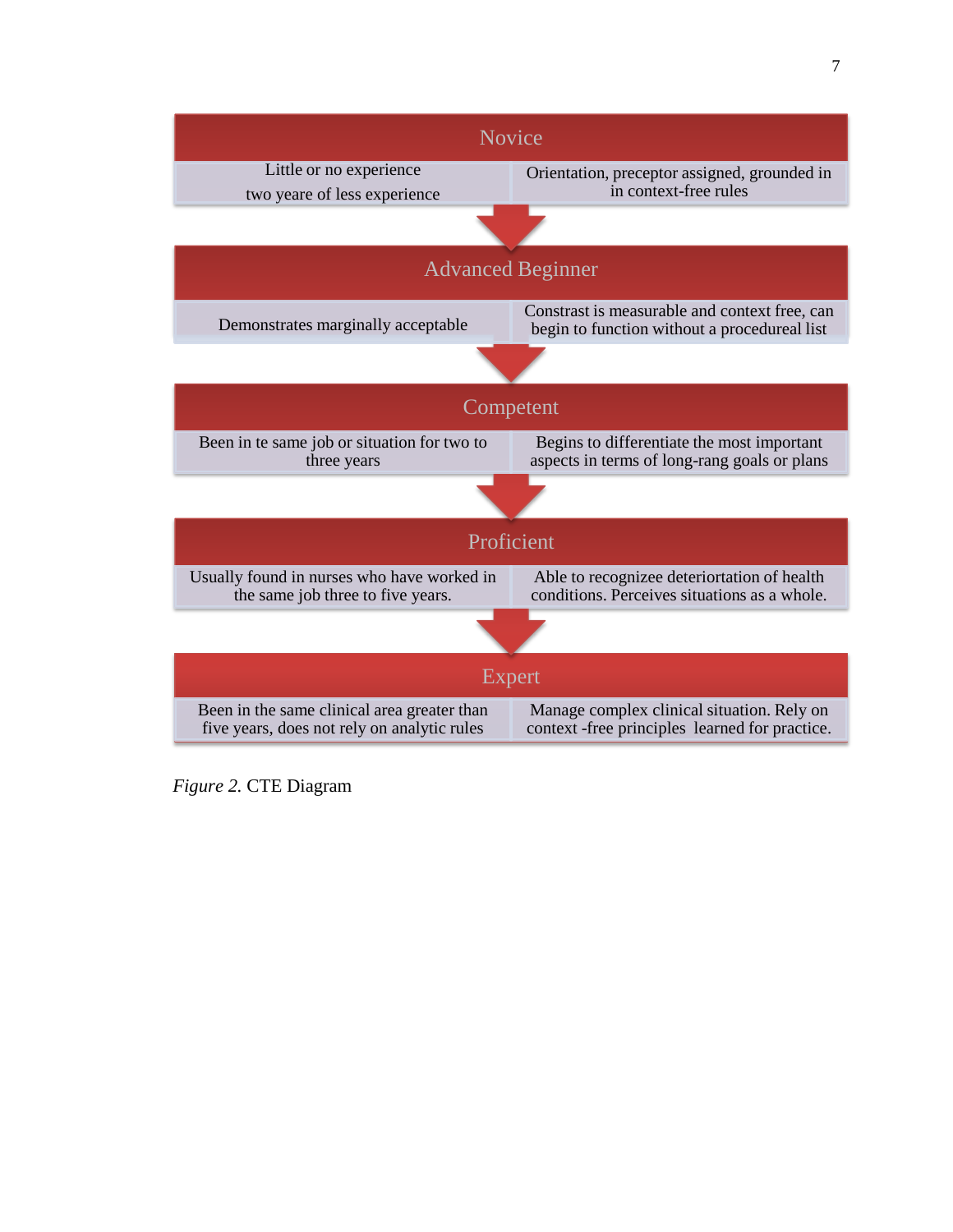**Novice**

| | |
|---|---|
| Little or no experience<br>two yeare of less experience | Orientation, preceptor assigned, grounded in in context-free rules |

**Advanced Beginner**

| | |
|---|---|
| Demonstrates marginally acceptable | Constrast is measurable and context free, can begin to function without a procedureal list |

**Competent**

| | |
|---|---|
| Been in te same job or situation for two to three years | Begins to differentiate the most important aspects in terms of long-rang goals or plans |

**Proficient**

| | |
|---|---|
| Usually found in nurses who have worked in the same job three to five years. | Able to recognizee deteriortation of health conditions. Perceives situations as a whole. |

**Expert**

| | |
|---|---|
| Been in the same clinical area greater than five years, does not rely on analytic rules | Manage complex clinical situation. Rely on context -free principles learned for practice. |

*Figure 2.* CTE Diagram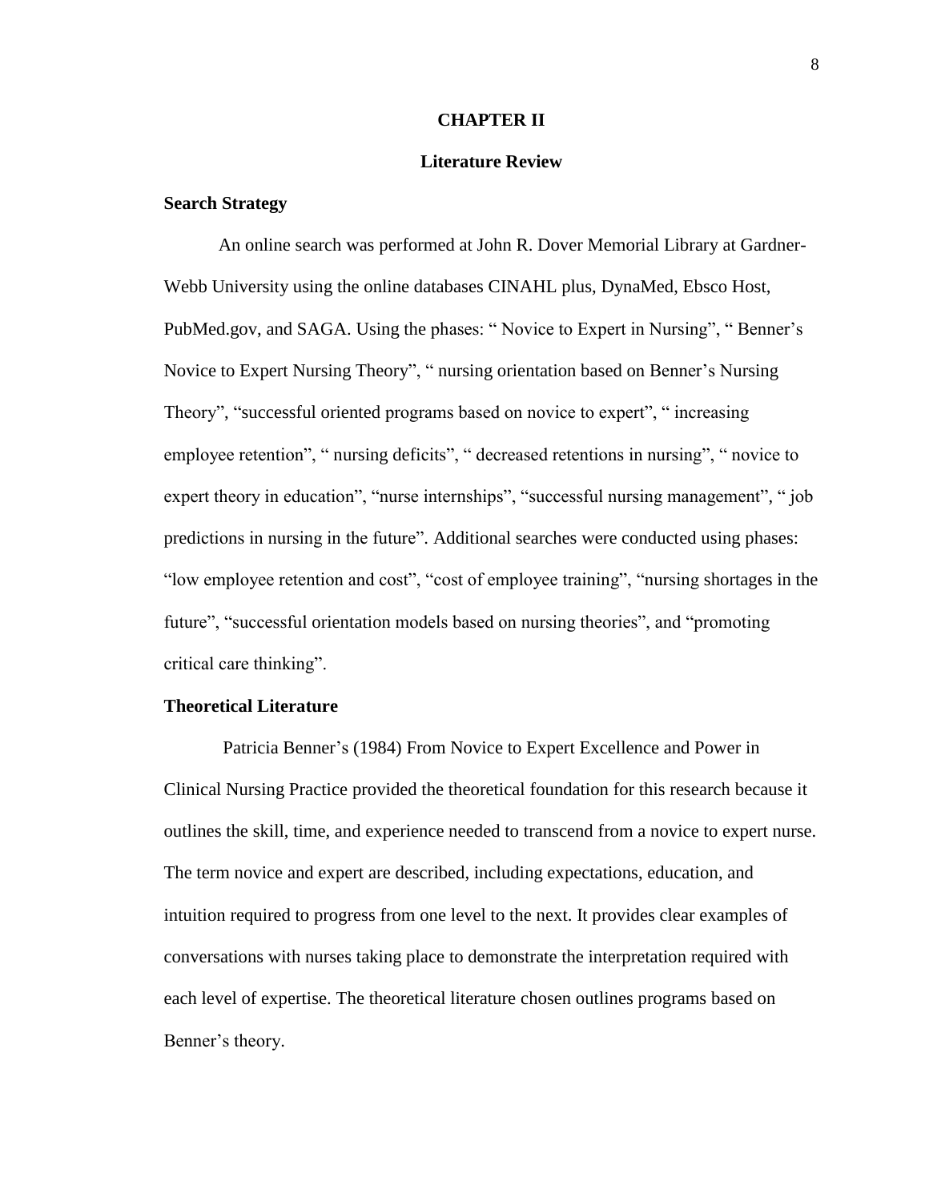# CHAPTER II

## Literature Review

### Search Strategy

An online search was performed at John R. Dover Memorial Library at Gardner-Webb University using the online databases CINAHL plus, DynaMed, Ebsco Host, PubMed.gov, and SAGA. Using the phases: " Novice to Expert in Nursing", " Benner's Novice to Expert Nursing Theory", " nursing orientation based on Benner's Nursing Theory", "successful oriented programs based on novice to expert", " increasing employee retention", " nursing deficits", " decreased retentions in nursing", " novice to expert theory in education", "nurse internships", "successful nursing management", " job predictions in nursing in the future". Additional searches were conducted using phases: "low employee retention and cost", "cost of employee training", "nursing shortages in the future", "successful orientation models based on nursing theories", and "promoting critical care thinking".

### Theoretical Literature

Patricia Benner's (1984) From Novice to Expert Excellence and Power in Clinical Nursing Practice provided the theoretical foundation for this research because it outlines the skill, time, and experience needed to transcend from a novice to expert nurse. The term novice and expert are described, including expectations, education, and intuition required to progress from one level to the next. It provides clear examples of conversations with nurses taking place to demonstrate the interpretation required with each level of expertise. The theoretical literature chosen outlines programs based on Benner's theory.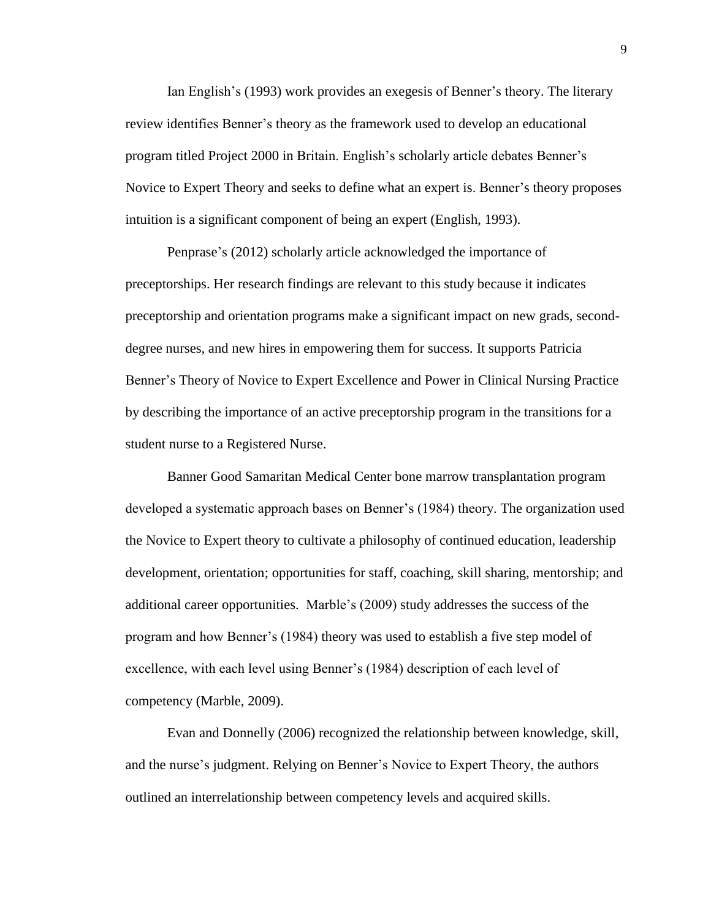Ian English's (1993) work provides an exegesis of Benner's theory. The literary review identifies Benner's theory as the framework used to develop an educational program titled Project 2000 in Britain. English's scholarly article debates Benner's Novice to Expert Theory and seeks to define what an expert is. Benner's theory proposes intuition is a significant component of being an expert (English, 1993).

Penprase's (2012) scholarly article acknowledged the importance of preceptorships. Her research findings are relevant to this study because it indicates preceptorship and orientation programs make a significant impact on new grads, second-degree nurses, and new hires in empowering them for success. It supports Patricia Benner's Theory of Novice to Expert Excellence and Power in Clinical Nursing Practice by describing the importance of an active preceptorship program in the transitions for a student nurse to a Registered Nurse.

Banner Good Samaritan Medical Center bone marrow transplantation program developed a systematic approach bases on Benner's (1984) theory. The organization used the Novice to Expert theory to cultivate a philosophy of continued education, leadership development, orientation; opportunities for staff, coaching, skill sharing, mentorship; and additional career opportunities. Marble's (2009) study addresses the success of the program and how Benner's (1984) theory was used to establish a five step model of excellence, with each level using Benner's (1984) description of each level of competency (Marble, 2009).

Evan and Donnelly (2006) recognized the relationship between knowledge, skill, and the nurse's judgment. Relying on Benner's Novice to Expert Theory, the authors outlined an interrelationship between competency levels and acquired skills.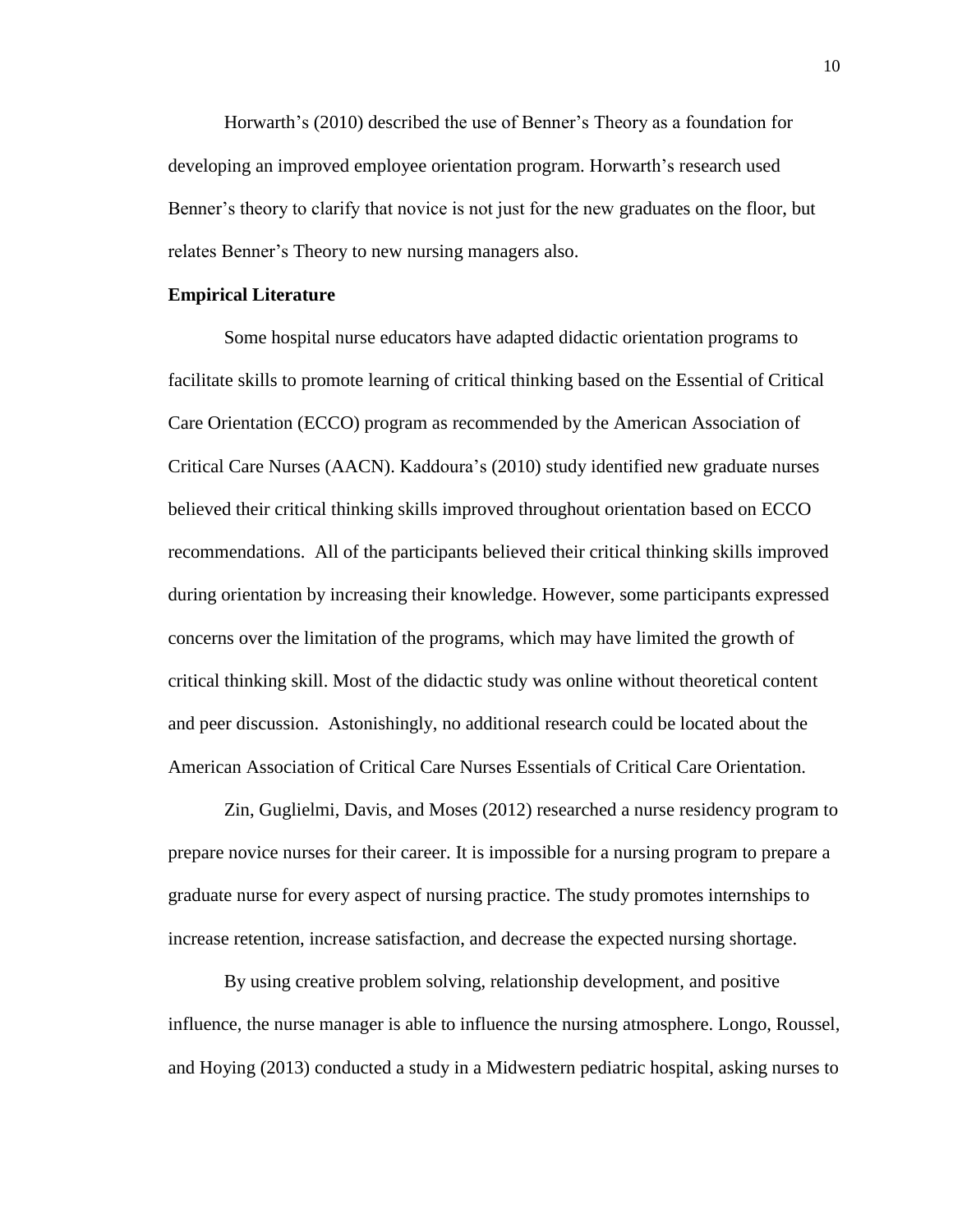Horwarth's (2010) described the use of Benner's Theory as a foundation for developing an improved employee orientation program. Horwarth's research used Benner's theory to clarify that novice is not just for the new graduates on the floor, but relates Benner's Theory to new nursing managers also.

**Empirical Literature**

Some hospital nurse educators have adapted didactic orientation programs to facilitate skills to promote learning of critical thinking based on the Essential of Critical Care Orientation (ECCO) program as recommended by the American Association of Critical Care Nurses (AACN). Kaddoura's (2010) study identified new graduate nurses believed their critical thinking skills improved throughout orientation based on ECCO recommendations. All of the participants believed their critical thinking skills improved during orientation by increasing their knowledge. However, some participants expressed concerns over the limitation of the programs, which may have limited the growth of critical thinking skill. Most of the didactic study was online without theoretical content and peer discussion. Astonishingly, no additional research could be located about the American Association of Critical Care Nurses Essentials of Critical Care Orientation.

Zin, Guglielmi, Davis, and Moses (2012) researched a nurse residency program to prepare novice nurses for their career. It is impossible for a nursing program to prepare a graduate nurse for every aspect of nursing practice. The study promotes internships to increase retention, increase satisfaction, and decrease the expected nursing shortage.

By using creative problem solving, relationship development, and positive influence, the nurse manager is able to influence the nursing atmosphere. Longo, Roussel, and Hoying (2013) conducted a study in a Midwestern pediatric hospital, asking nurses to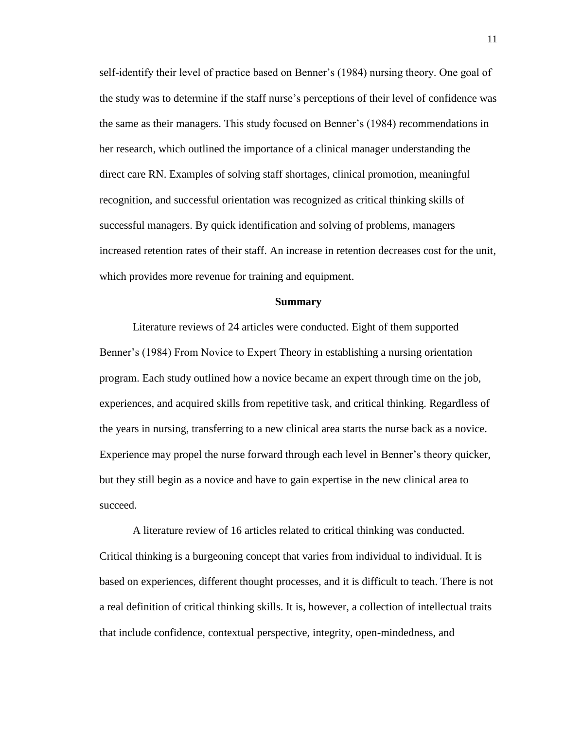self-identify their level of practice based on Benner's (1984) nursing theory. One goal of the study was to determine if the staff nurse's perceptions of their level of confidence was the same as their managers. This study focused on Benner's (1984) recommendations in her research, which outlined the importance of a clinical manager understanding the direct care RN. Examples of solving staff shortages, clinical promotion, meaningful recognition, and successful orientation was recognized as critical thinking skills of successful managers. By quick identification and solving of problems, managers increased retention rates of their staff. An increase in retention decreases cost for the unit, which provides more revenue for training and equipment.

## Summary

Literature reviews of 24 articles were conducted. Eight of them supported Benner's (1984) From Novice to Expert Theory in establishing a nursing orientation program. Each study outlined how a novice became an expert through time on the job, experiences, and acquired skills from repetitive task, and critical thinking. Regardless of the years in nursing, transferring to a new clinical area starts the nurse back as a novice. Experience may propel the nurse forward through each level in Benner's theory quicker, but they still begin as a novice and have to gain expertise in the new clinical area to succeed.

A literature review of 16 articles related to critical thinking was conducted. Critical thinking is a burgeoning concept that varies from individual to individual. It is based on experiences, different thought processes, and it is difficult to teach. There is not a real definition of critical thinking skills. It is, however, a collection of intellectual traits that include confidence, contextual perspective, integrity, open-mindedness, and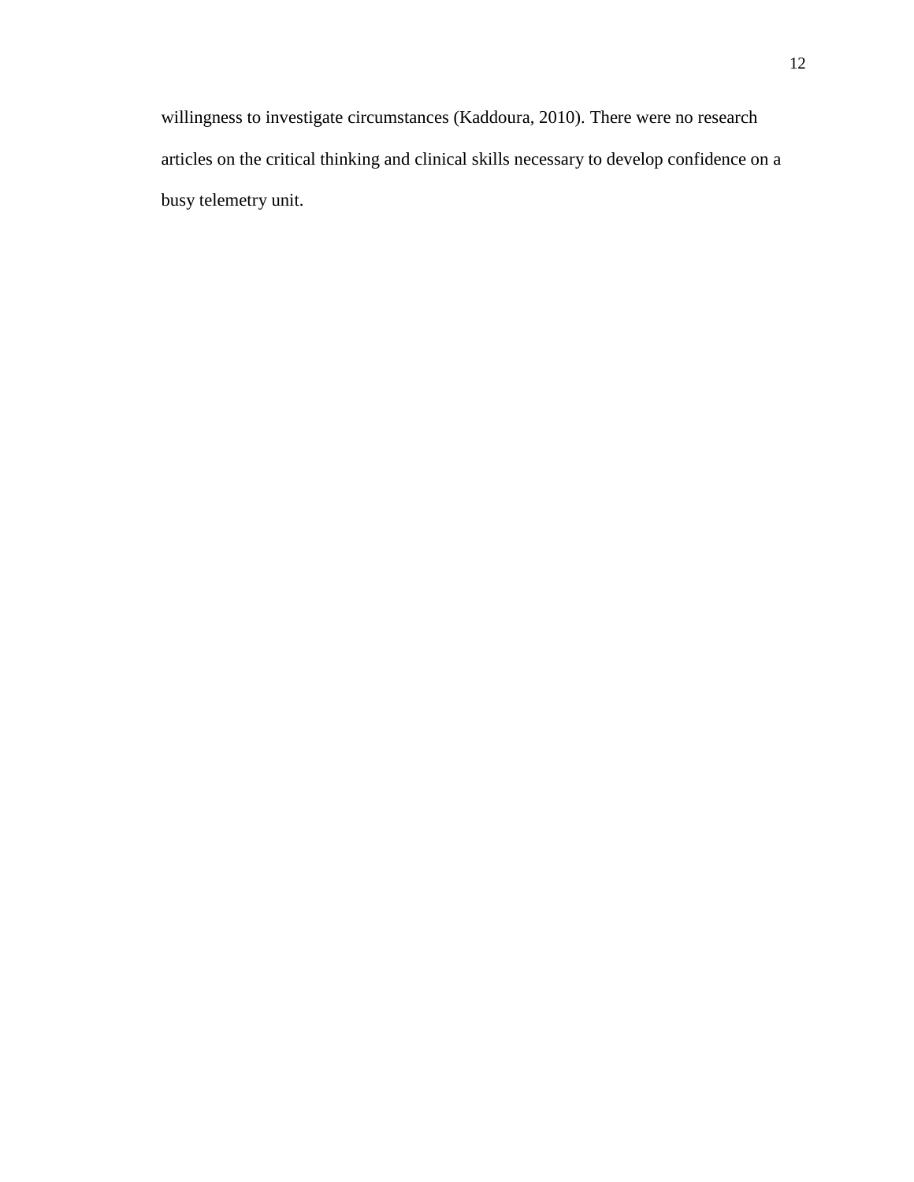willingness to investigate circumstances (Kaddoura, 2010). There were no research articles on the critical thinking and clinical skills necessary to develop confidence on a busy telemetry unit.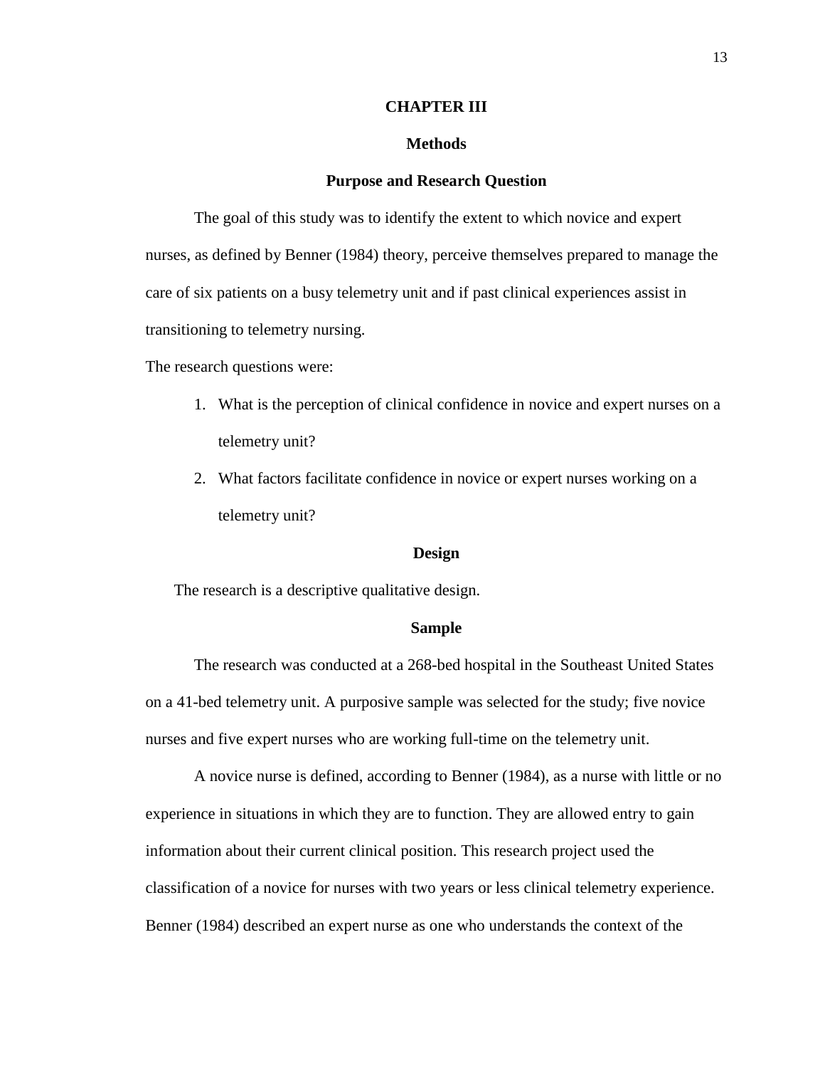# CHAPTER III

## Methods

### Purpose and Research Question

The goal of this study was to identify the extent to which novice and expert nurses, as defined by Benner (1984) theory, perceive themselves prepared to manage the care of six patients on a busy telemetry unit and if past clinical experiences assist in transitioning to telemetry nursing.

The research questions were:

1. What is the perception of clinical confidence in novice and expert nurses on a telemetry unit?
2. What factors facilitate confidence in novice or expert nurses working on a telemetry unit?

### Design

The research is a descriptive qualitative design.

### Sample

The research was conducted at a 268-bed hospital in the Southeast United States on a 41-bed telemetry unit. A purposive sample was selected for the study; five novice nurses and five expert nurses who are working full-time on the telemetry unit.

A novice nurse is defined, according to Benner (1984), as a nurse with little or no experience in situations in which they are to function. They are allowed entry to gain information about their current clinical position. This research project used the classification of a novice for nurses with two years or less clinical telemetry experience. Benner (1984) described an expert nurse as one who understands the context of the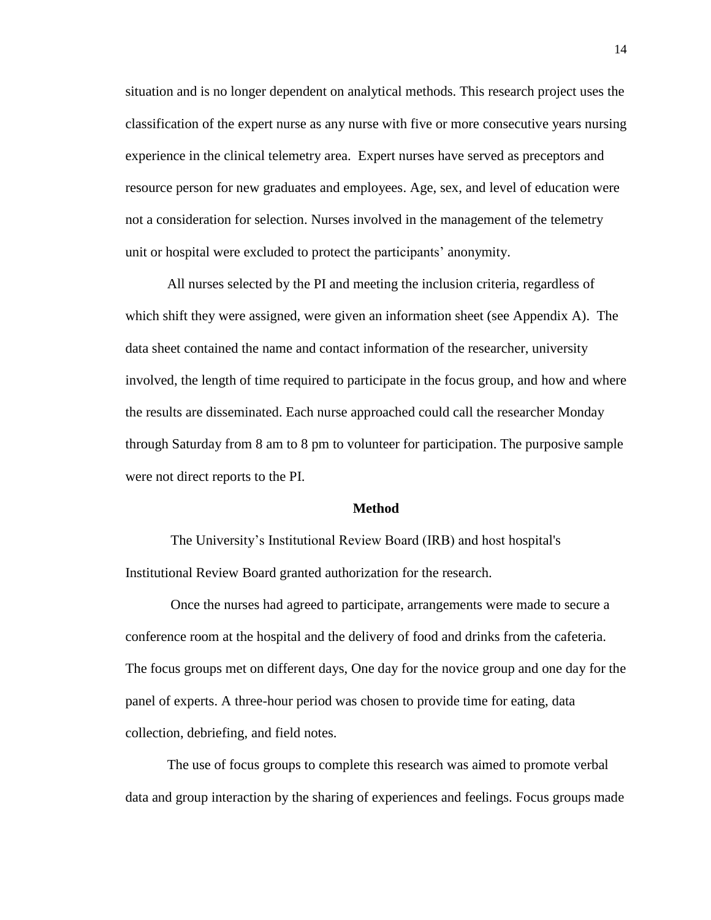situation and is no longer dependent on analytical methods. This research project uses the classification of the expert nurse as any nurse with five or more consecutive years nursing experience in the clinical telemetry area. Expert nurses have served as preceptors and resource person for new graduates and employees. Age, sex, and level of education were not a consideration for selection. Nurses involved in the management of the telemetry unit or hospital were excluded to protect the participants' anonymity.

All nurses selected by the PI and meeting the inclusion criteria, regardless of which shift they were assigned, were given an information sheet (see Appendix A). The data sheet contained the name and contact information of the researcher, university involved, the length of time required to participate in the focus group, and how and where the results are disseminated. Each nurse approached could call the researcher Monday through Saturday from 8 am to 8 pm to volunteer for participation. The purposive sample were not direct reports to the PI.

## Method

The University's Institutional Review Board (IRB) and host hospital's Institutional Review Board granted authorization for the research.

Once the nurses had agreed to participate, arrangements were made to secure a conference room at the hospital and the delivery of food and drinks from the cafeteria. The focus groups met on different days, One day for the novice group and one day for the panel of experts. A three-hour period was chosen to provide time for eating, data collection, debriefing, and field notes.

The use of focus groups to complete this research was aimed to promote verbal data and group interaction by the sharing of experiences and feelings. Focus groups made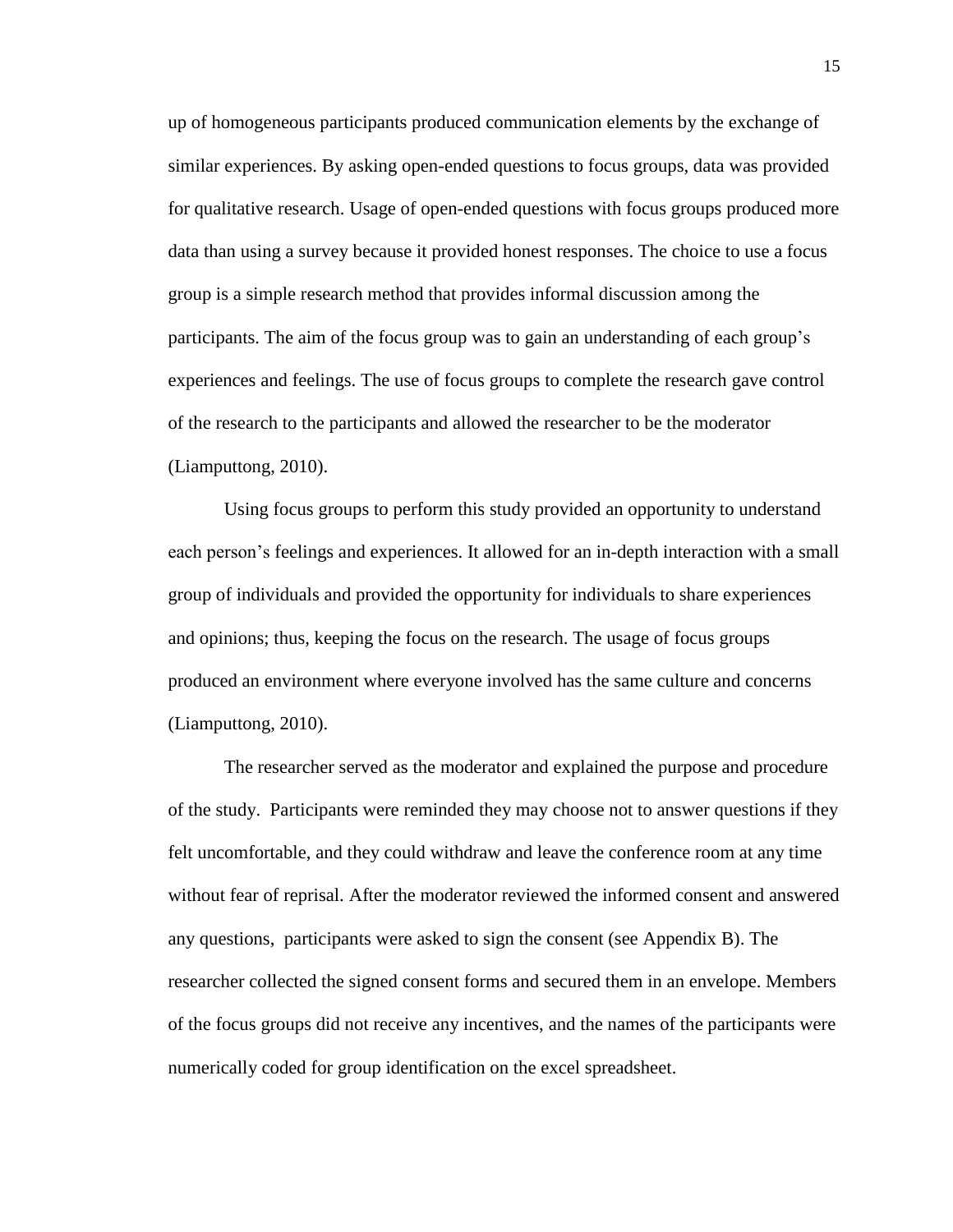up of homogeneous participants produced communication elements by the exchange of similar experiences. By asking open-ended questions to focus groups, data was provided for qualitative research. Usage of open-ended questions with focus groups produced more data than using a survey because it provided honest responses. The choice to use a focus group is a simple research method that provides informal discussion among the participants. The aim of the focus group was to gain an understanding of each group's experiences and feelings. The use of focus groups to complete the research gave control of the research to the participants and allowed the researcher to be the moderator (Liamputtong, 2010).

Using focus groups to perform this study provided an opportunity to understand each person's feelings and experiences. It allowed for an in-depth interaction with a small group of individuals and provided the opportunity for individuals to share experiences and opinions; thus, keeping the focus on the research. The usage of focus groups produced an environment where everyone involved has the same culture and concerns (Liamputtong, 2010).

The researcher served as the moderator and explained the purpose and procedure of the study. Participants were reminded they may choose not to answer questions if they felt uncomfortable, and they could withdraw and leave the conference room at any time without fear of reprisal. After the moderator reviewed the informed consent and answered any questions, participants were asked to sign the consent (see Appendix B). The researcher collected the signed consent forms and secured them in an envelope. Members of the focus groups did not receive any incentives, and the names of the participants were numerically coded for group identification on the excel spreadsheet.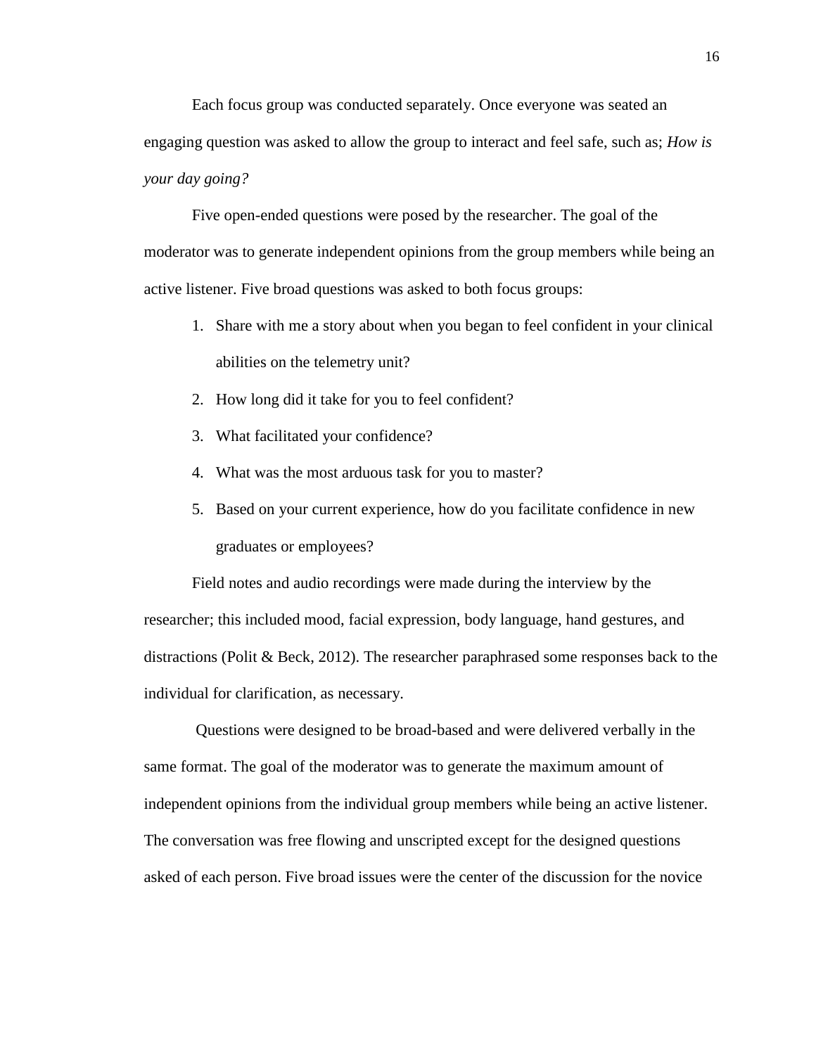Each focus group was conducted separately. Once everyone was seated an engaging question was asked to allow the group to interact and feel safe, such as; *How is your day going?*

Five open-ended questions were posed by the researcher. The goal of the moderator was to generate independent opinions from the group members while being an active listener. Five broad questions was asked to both focus groups:

1. Share with me a story about when you began to feel confident in your clinical abilities on the telemetry unit?
2. How long did it take for you to feel confident?
3. What facilitated your confidence?
4. What was the most arduous task for you to master?
5. Based on your current experience, how do you facilitate confidence in new graduates or employees?

Field notes and audio recordings were made during the interview by the researcher; this included mood, facial expression, body language, hand gestures, and distractions (Polit & Beck, 2012). The researcher paraphrased some responses back to the individual for clarification, as necessary.

Questions were designed to be broad-based and were delivered verbally in the same format. The goal of the moderator was to generate the maximum amount of independent opinions from the individual group members while being an active listener. The conversation was free flowing and unscripted except for the designed questions asked of each person. Five broad issues were the center of the discussion for the novice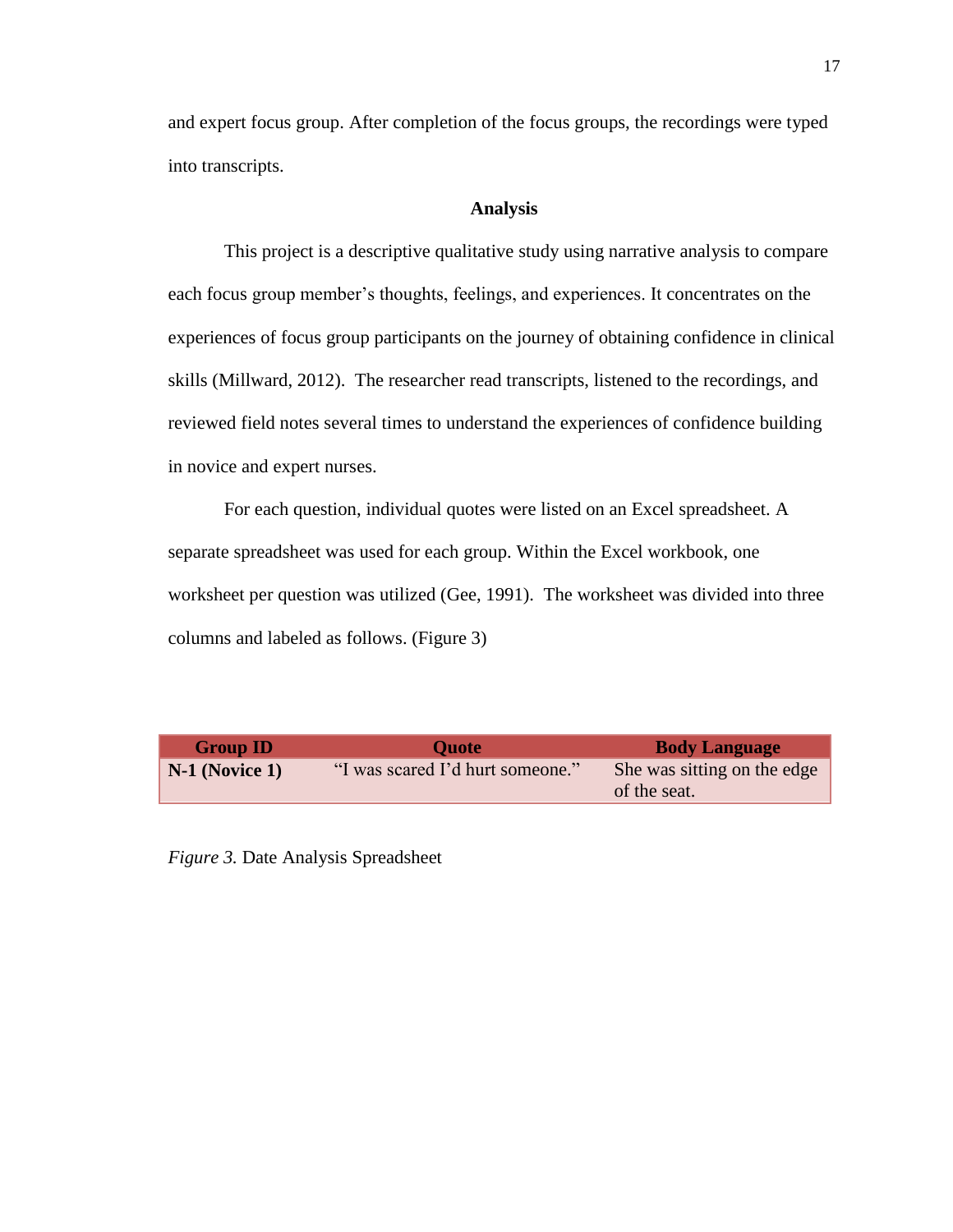and expert focus group. After completion of the focus groups, the recordings were typed into transcripts.

## Analysis

This project is a descriptive qualitative study using narrative analysis to compare each focus group member's thoughts, feelings, and experiences. It concentrates on the experiences of focus group participants on the journey of obtaining confidence in clinical skills (Millward, 2012). The researcher read transcripts, listened to the recordings, and reviewed field notes several times to understand the experiences of confidence building in novice and expert nurses.

For each question, individual quotes were listed on an Excel spreadsheet. A separate spreadsheet was used for each group. Within the Excel workbook, one worksheet per question was utilized (Gee, 1991). The worksheet was divided into three columns and labeled as follows. (Figure 3)

| Group ID | Quote | Body Language |
| --- | --- | --- |
| **N-1 (Novice 1)** | "I was scared I'd hurt someone." | She was sitting on the edge of the seat. |

*Figure 3.* Date Analysis Spreadsheet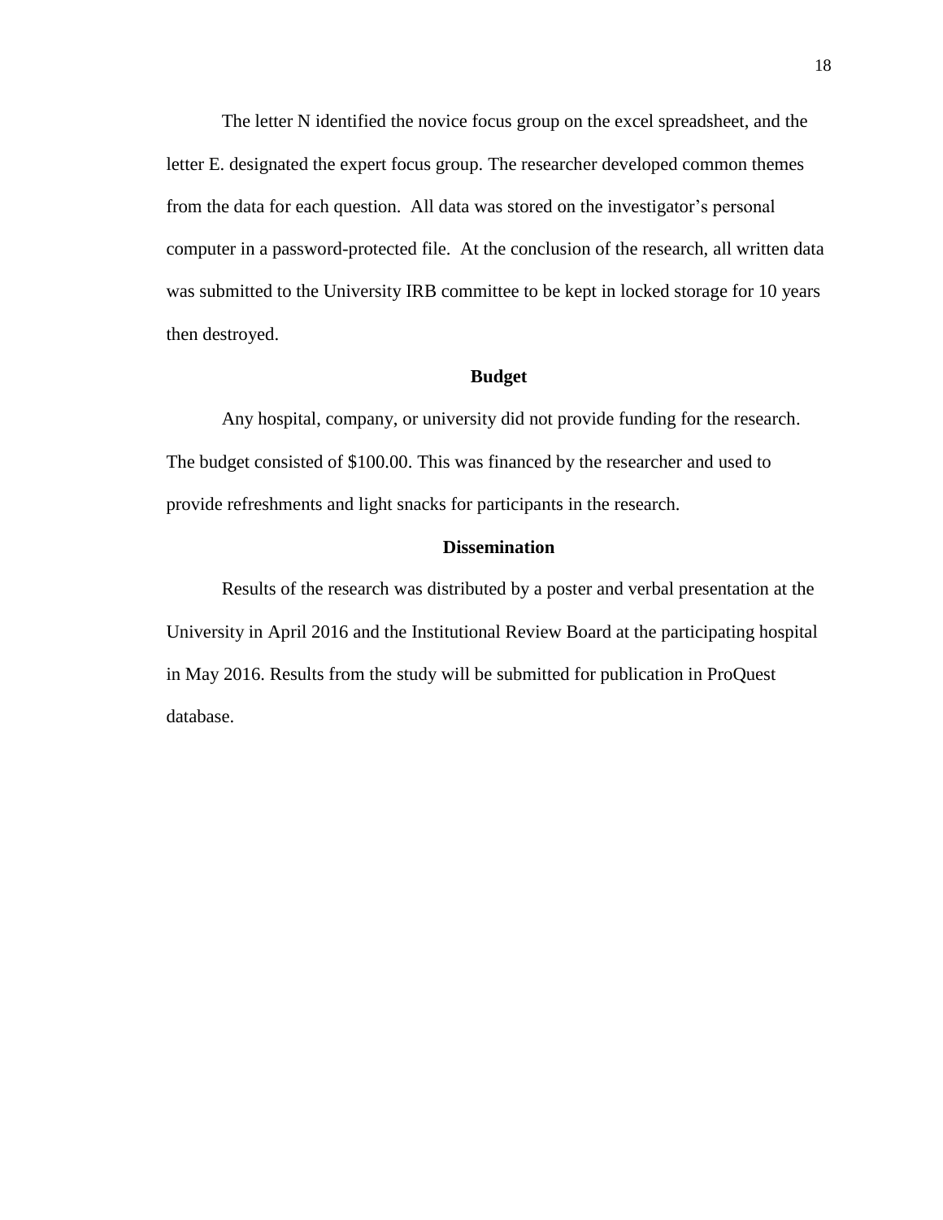The letter N identified the novice focus group on the excel spreadsheet, and the letter E. designated the expert focus group. The researcher developed common themes from the data for each question.  All data was stored on the investigator's personal computer in a password-protected file.  At the conclusion of the research, all written data was submitted to the University IRB committee to be kept in locked storage for 10 years then destroyed.

## Budget

Any hospital, company, or university did not provide funding for the research. The budget consisted of $100.00. This was financed by the researcher and used to provide refreshments and light snacks for participants in the research.

## Dissemination

Results of the research was distributed by a poster and verbal presentation at the University in April 2016 and the Institutional Review Board at the participating hospital in May 2016. Results from the study will be submitted for publication in ProQuest database.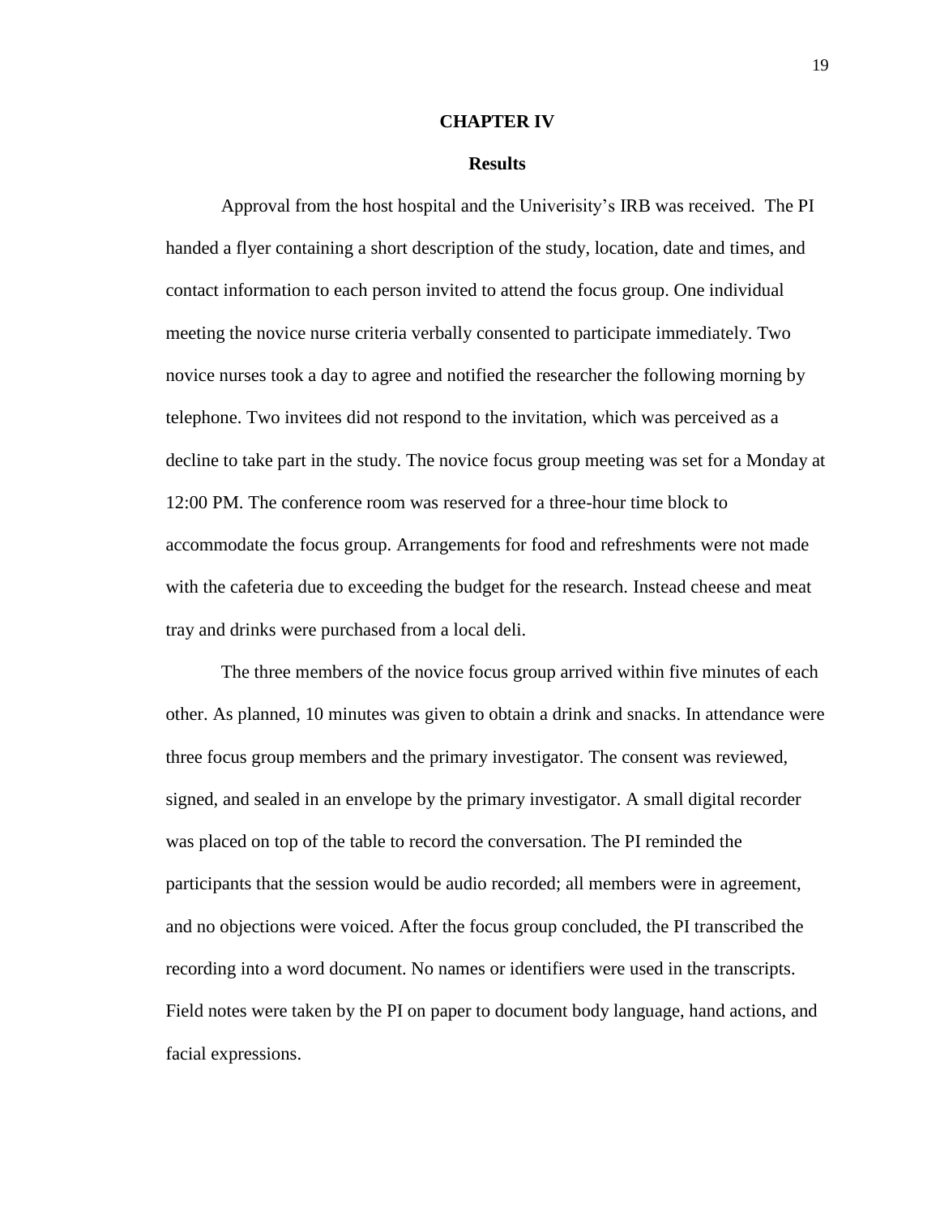# CHAPTER IV

## Results

Approval from the host hospital and the Univerisity's IRB was received. The PI handed a flyer containing a short description of the study, location, date and times, and contact information to each person invited to attend the focus group. One individual meeting the novice nurse criteria verbally consented to participate immediately. Two novice nurses took a day to agree and notified the researcher the following morning by telephone. Two invitees did not respond to the invitation, which was perceived as a decline to take part in the study. The novice focus group meeting was set for a Monday at 12:00 PM. The conference room was reserved for a three-hour time block to accommodate the focus group. Arrangements for food and refreshments were not made with the cafeteria due to exceeding the budget for the research. Instead cheese and meat tray and drinks were purchased from a local deli.

The three members of the novice focus group arrived within five minutes of each other. As planned, 10 minutes was given to obtain a drink and snacks. In attendance were three focus group members and the primary investigator. The consent was reviewed, signed, and sealed in an envelope by the primary investigator. A small digital recorder was placed on top of the table to record the conversation. The PI reminded the participants that the session would be audio recorded; all members were in agreement, and no objections were voiced. After the focus group concluded, the PI transcribed the recording into a word document. No names or identifiers were used in the transcripts. Field notes were taken by the PI on paper to document body language, hand actions, and facial expressions.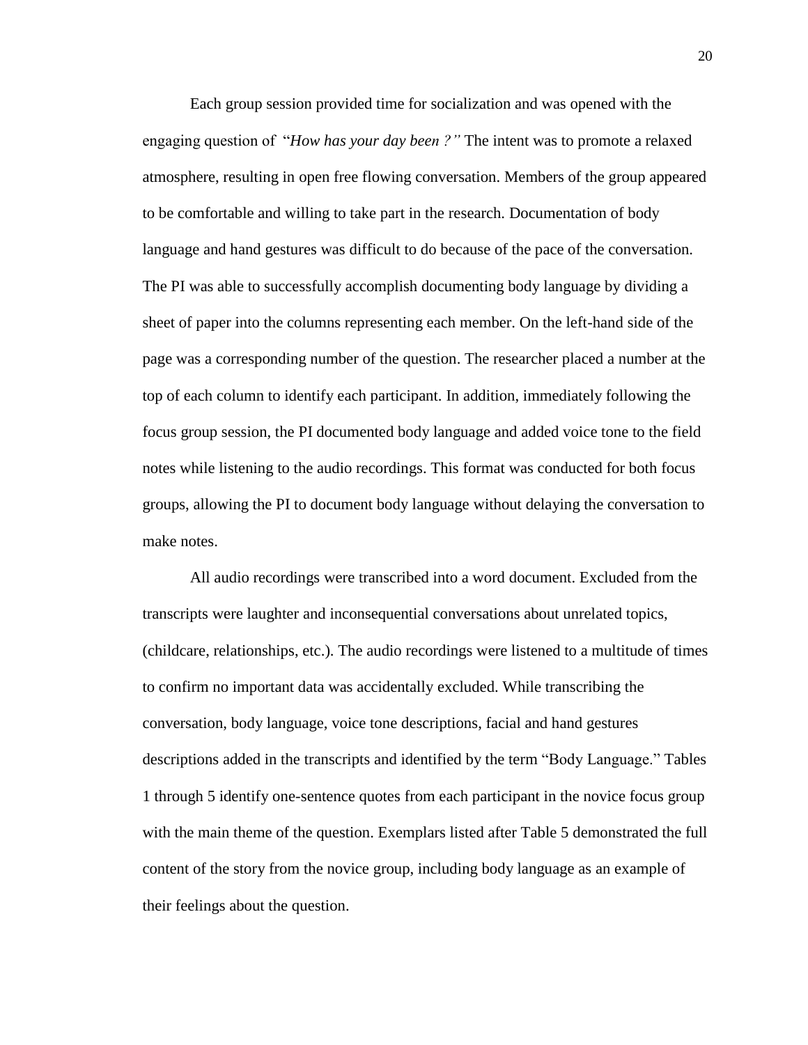Each group session provided time for socialization and was opened with the engaging question of "*How has your day been ?"* The intent was to promote a relaxed atmosphere, resulting in open free flowing conversation. Members of the group appeared to be comfortable and willing to take part in the research. Documentation of body language and hand gestures was difficult to do because of the pace of the conversation. The PI was able to successfully accomplish documenting body language by dividing a sheet of paper into the columns representing each member. On the left-hand side of the page was a corresponding number of the question. The researcher placed a number at the top of each column to identify each participant. In addition, immediately following the focus group session, the PI documented body language and added voice tone to the field notes while listening to the audio recordings. This format was conducted for both focus groups, allowing the PI to document body language without delaying the conversation to make notes.

All audio recordings were transcribed into a word document. Excluded from the transcripts were laughter and inconsequential conversations about unrelated topics, (childcare, relationships, etc.). The audio recordings were listened to a multitude of times to confirm no important data was accidentally excluded. While transcribing the conversation, body language, voice tone descriptions, facial and hand gestures descriptions added in the transcripts and identified by the term "Body Language." Tables 1 through 5 identify one-sentence quotes from each participant in the novice focus group with the main theme of the question. Exemplars listed after Table 5 demonstrated the full content of the story from the novice group, including body language as an example of their feelings about the question.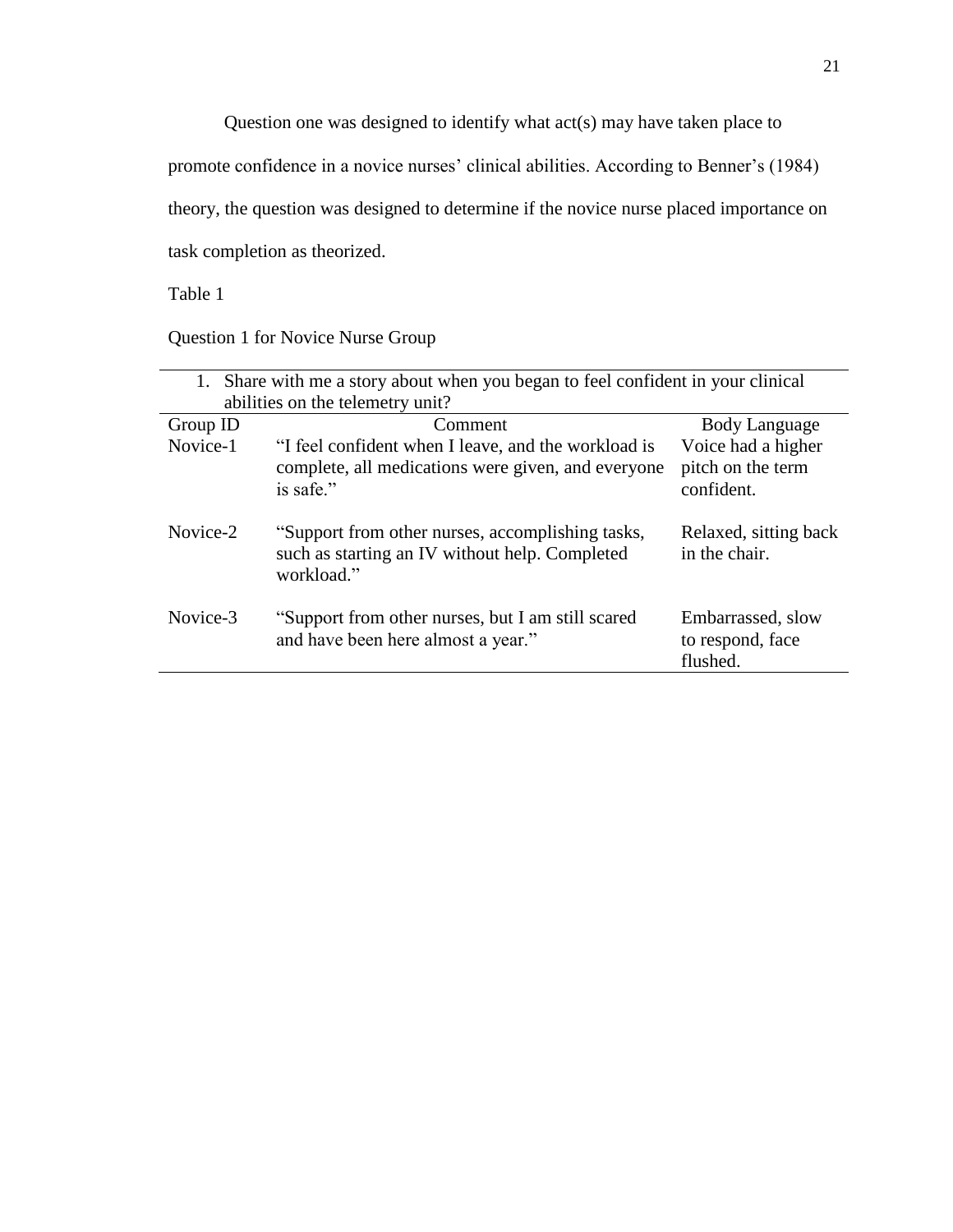Question one was designed to identify what act(s) may have taken place to promote confidence in a novice nurses' clinical abilities. According to Benner's (1984) theory, the question was designed to determine if the novice nurse placed importance on task completion as theorized.

Table 1

Question 1 for Novice Nurse Group

1. Share with me a story about when you began to feel confident in your clinical abilities on the telemetry unit?

| Group ID | Comment | Body Language |
|---|---|---|
| Novice-1 | "I feel confident when I leave, and the workload is complete, all medications were given, and everyone is safe." | Voice had a higher pitch on the term confident. |
| Novice-2 | "Support from other nurses, accomplishing tasks, such as starting an IV without help. Completed workload." | Relaxed, sitting back in the chair. |
| Novice-3 | "Support from other nurses, but I am still scared and have been here almost a year." | Embarrassed, slow to respond, face flushed. |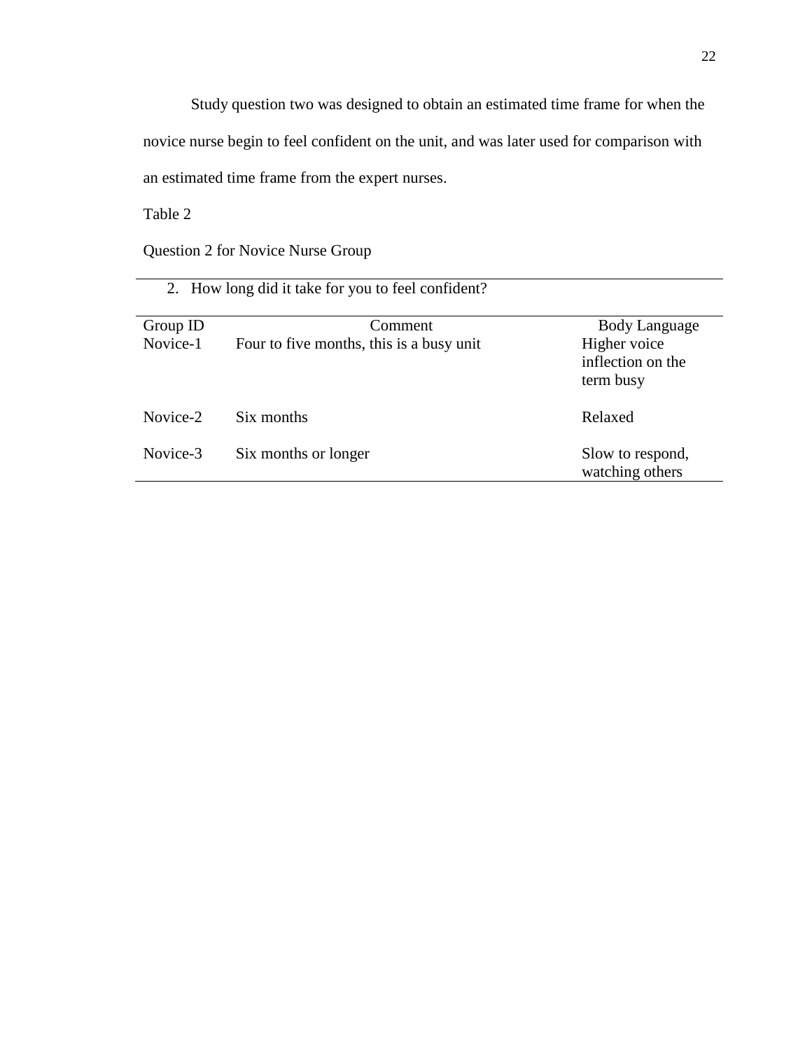Study question two was designed to obtain an estimated time frame for when the novice nurse begin to feel confident on the unit, and was later used for comparison with an estimated time frame from the expert nurses.

Table 2

Question 2 for Novice Nurse Group

| 2. How long did it take for you to feel confident? | | |
|---|---|---|
| Group ID | Comment | Body Language |
| Novice-1 | Four to five months, this is a busy unit | Higher voice inflection on the term busy |
| Novice-2 | Six months | Relaxed |
| Novice-3 | Six months or longer | Slow to respond, watching others |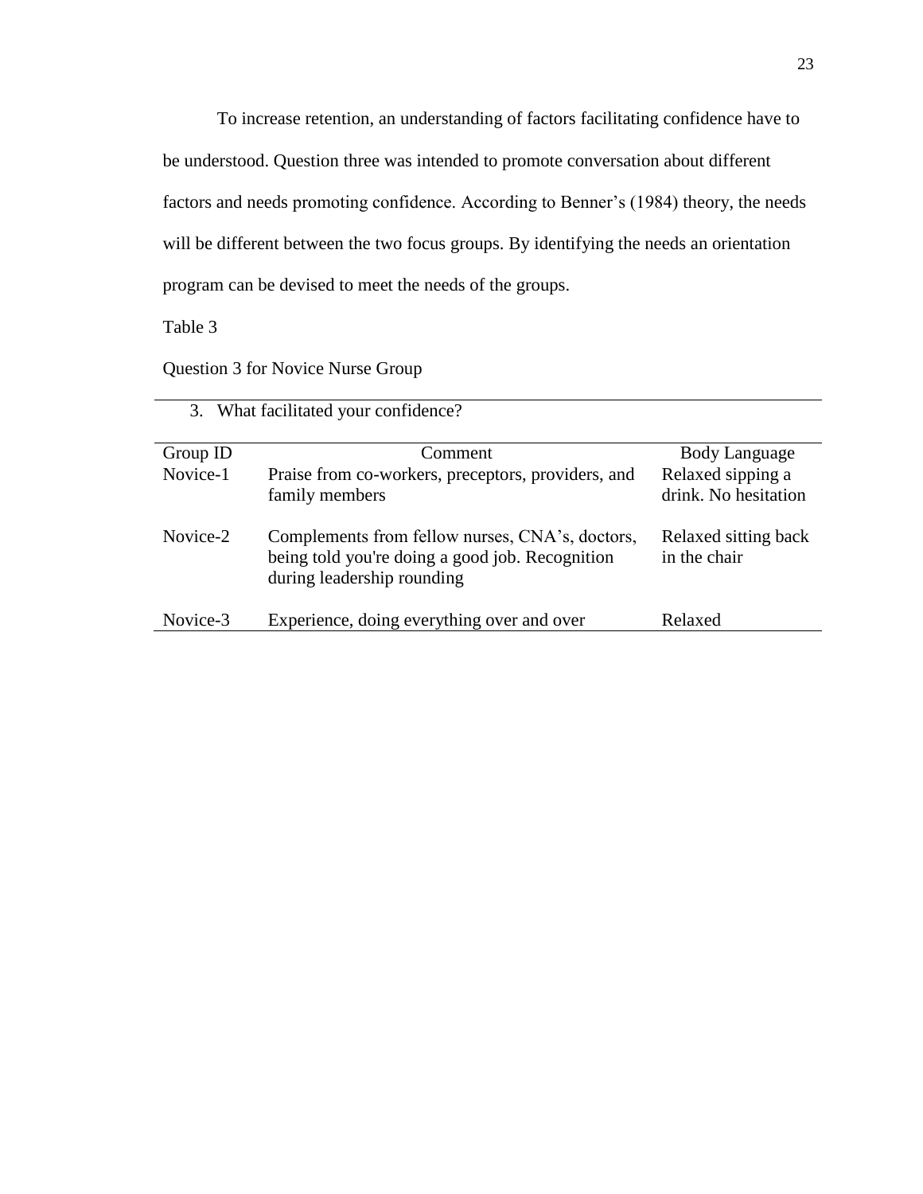To increase retention, an understanding of factors facilitating confidence have to be understood. Question three was intended to promote conversation about different factors and needs promoting confidence. According to Benner's (1984) theory, the needs will be different between the two focus groups. By identifying the needs an orientation program can be devised to meet the needs of the groups.

Table 3

Question 3 for Novice Nurse Group

| 3. What facilitated your confidence? | | |
|---|---|---|
| Group ID | Comment | Body Language |
| Novice-1 | Praise from co-workers, preceptors, providers, and family members | Relaxed sipping a drink. No hesitation |
| Novice-2 | Complements from fellow nurses, CNA's, doctors, being told you're doing a good job. Recognition during leadership rounding | Relaxed sitting back in the chair |
| Novice-3 | Experience, doing everything over and over | Relaxed |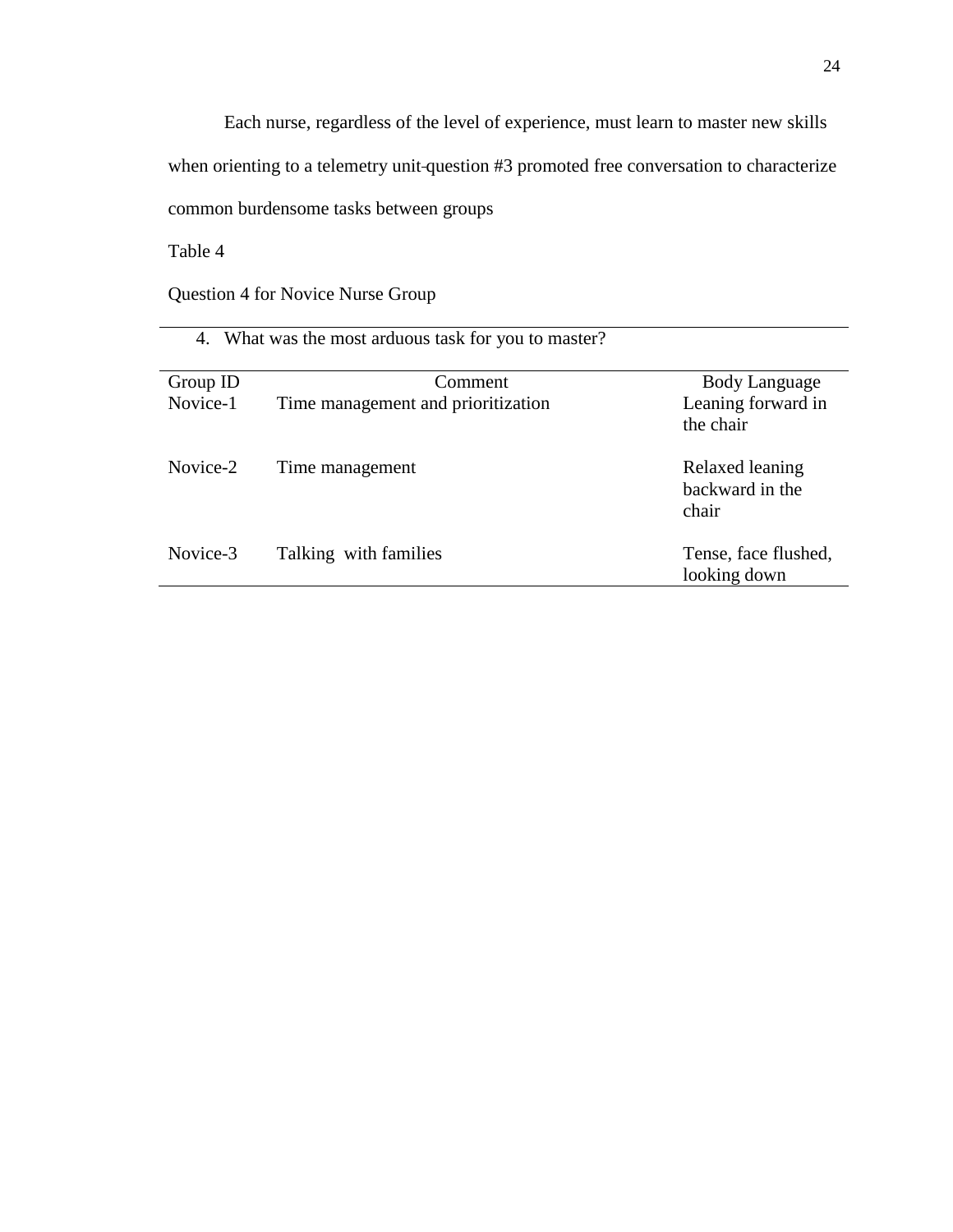Each nurse, regardless of the level of experience, must learn to master new skills when orienting to a telemetry unit-question #3 promoted free conversation to characterize common burdensome tasks between groups

Table 4

Question 4 for Novice Nurse Group

| 4. What was the most arduous task for you to master? | | |
|---|---|---|
| Group ID | Comment | Body Language |
| Novice-1 | Time management and prioritization | Leaning forward in the chair |
| Novice-2 | Time management | Relaxed leaning backward in the chair |
| Novice-3 | Talking with families | Tense, face flushed, looking down |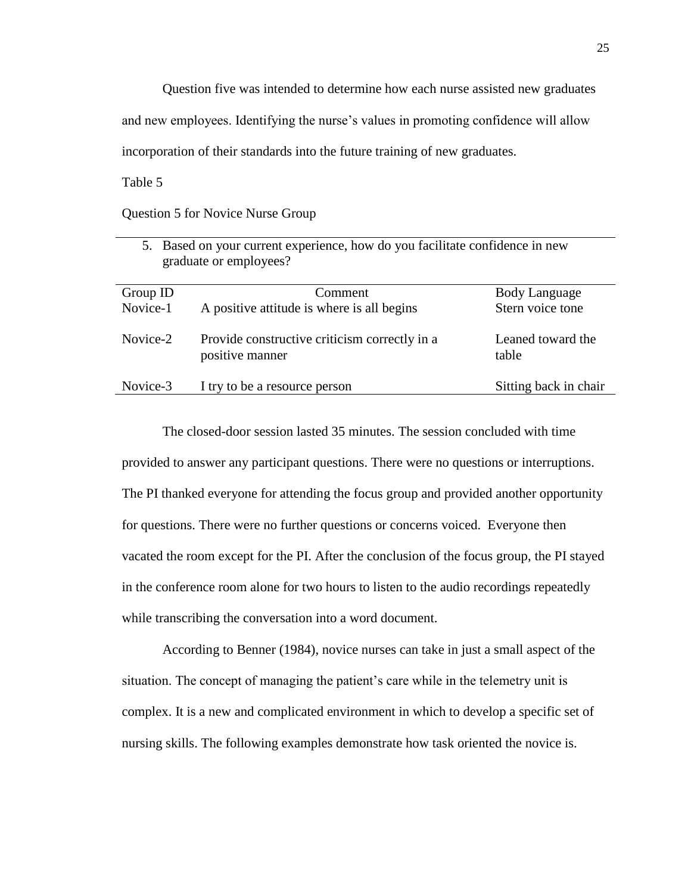Question five was intended to determine how each nurse assisted new graduates and new employees. Identifying the nurse's values in promoting confidence will allow incorporation of their standards into the future training of new graduates.

Table 5

Question 5 for Novice Nurse Group

5. Based on your current experience, how do you facilitate confidence in new graduate or employees?

| Group ID | Comment | Body Language |
|---|---|---|
| Novice-1 | A positive attitude is where is all begins | Stern voice tone |
| Novice-2 | Provide constructive criticism correctly in a positive manner | Leaned toward the table |
| Novice-3 | I try to be a resource person | Sitting back in chair |

The closed-door session lasted 35 minutes. The session concluded with time provided to answer any participant questions. There were no questions or interruptions. The PI thanked everyone for attending the focus group and provided another opportunity for questions. There were no further questions or concerns voiced. Everyone then vacated the room except for the PI. After the conclusion of the focus group, the PI stayed in the conference room alone for two hours to listen to the audio recordings repeatedly while transcribing the conversation into a word document.

According to Benner (1984), novice nurses can take in just a small aspect of the situation. The concept of managing the patient's care while in the telemetry unit is complex. It is a new and complicated environment in which to develop a specific set of nursing skills. The following examples demonstrate how task oriented the novice is.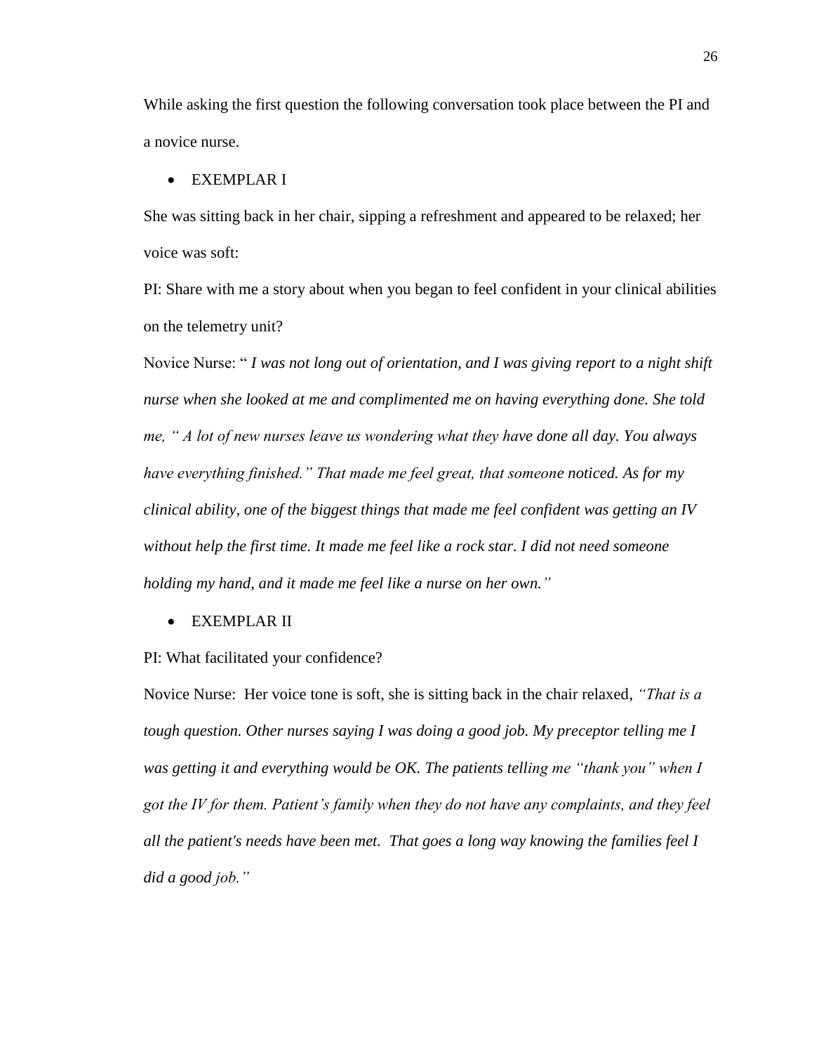While asking the first question the following conversation took place between the PI and a novice nurse.

- EXEMPLAR I

She was sitting back in her chair, sipping a refreshment and appeared to be relaxed; her voice was soft:

PI: Share with me a story about when you began to feel confident in your clinical abilities on the telemetry unit?

Novice Nurse: " *I was not long out of orientation, and I was giving report to a night shift nurse when she looked at me and complimented me on having everything done. She told me, " A lot of new nurses leave us wondering what they have done all day. You always have everything finished." That made me feel great, that someone noticed. As for my clinical ability, one of the biggest things that made me feel confident was getting an IV without help the first time. It made me feel like a rock star. I did not need someone holding my hand, and it made me feel like a nurse on her own."*

- EXEMPLAR II

PI: What facilitated your confidence?

Novice Nurse: Her voice tone is soft, she is sitting back in the chair relaxed, *"That is a tough question. Other nurses saying I was doing a good job. My preceptor telling me I was getting it and everything would be OK. The patients telling me "thank you" when I got the IV for them. Patient's family when they do not have any complaints, and they feel all the patient's needs have been met. That goes a long way knowing the families feel I did a good job."*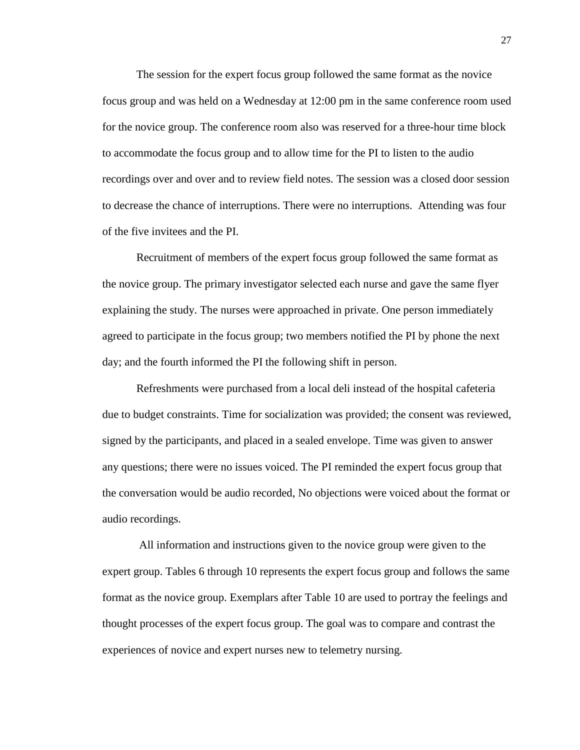The session for the expert focus group followed the same format as the novice focus group and was held on a Wednesday at 12:00 pm in the same conference room used for the novice group. The conference room also was reserved for a three-hour time block to accommodate the focus group and to allow time for the PI to listen to the audio recordings over and over and to review field notes. The session was a closed door session to decrease the chance of interruptions. There were no interruptions. Attending was four of the five invitees and the PI.

Recruitment of members of the expert focus group followed the same format as the novice group. The primary investigator selected each nurse and gave the same flyer explaining the study. The nurses were approached in private. One person immediately agreed to participate in the focus group; two members notified the PI by phone the next day; and the fourth informed the PI the following shift in person.

Refreshments were purchased from a local deli instead of the hospital cafeteria due to budget constraints. Time for socialization was provided; the consent was reviewed, signed by the participants, and placed in a sealed envelope. Time was given to answer any questions; there were no issues voiced. The PI reminded the expert focus group that the conversation would be audio recorded, No objections were voiced about the format or audio recordings.

All information and instructions given to the novice group were given to the expert group. Tables 6 through 10 represents the expert focus group and follows the same format as the novice group. Exemplars after Table 10 are used to portray the feelings and thought processes of the expert focus group. The goal was to compare and contrast the experiences of novice and expert nurses new to telemetry nursing.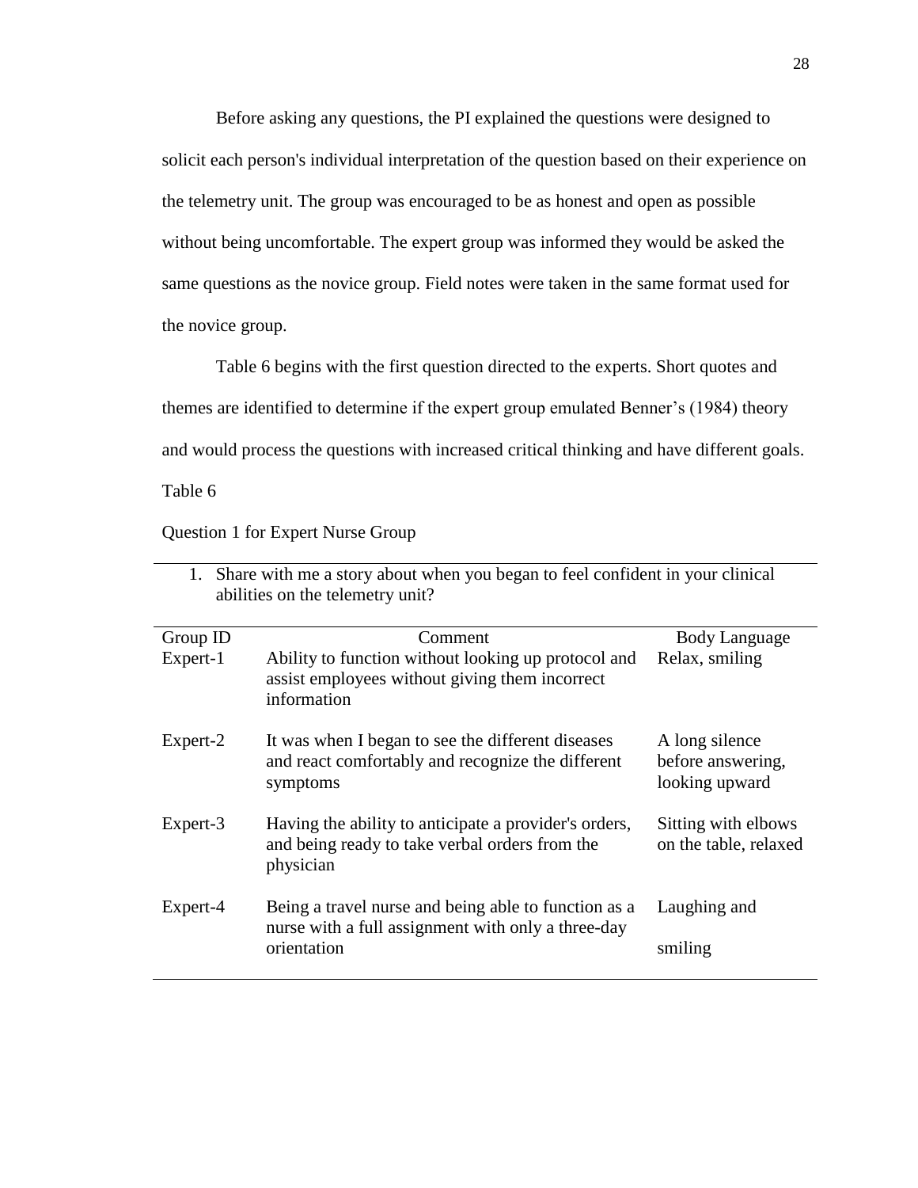Before asking any questions, the PI explained the questions were designed to solicit each person's individual interpretation of the question based on their experience on the telemetry unit. The group was encouraged to be as honest and open as possible without being uncomfortable. The expert group was informed they would be asked the same questions as the novice group. Field notes were taken in the same format used for the novice group.

Table 6 begins with the first question directed to the experts. Short quotes and themes are identified to determine if the expert group emulated Benner's (1984) theory and would process the questions with increased critical thinking and have different goals.

Table 6

Question 1 for Expert Nurse Group

1. Share with me a story about when you began to feel confident in your clinical abilities on the telemetry unit?

| Group ID | Comment | Body Language |
|---|---|---|
| Expert-1 | Ability to function without looking up protocol and assist employees without giving them incorrect information | Relax, smiling |
| Expert-2 | It was when I began to see the different diseases and react comfortably and recognize the different symptoms | A long silence before answering, looking upward |
| Expert-3 | Having the ability to anticipate a provider's orders, and being ready to take verbal orders from the physician | Sitting with elbows on the table, relaxed |
| Expert-4 | Being a travel nurse and being able to function as a nurse with a full assignment with only a three-day orientation | Laughing and smiling |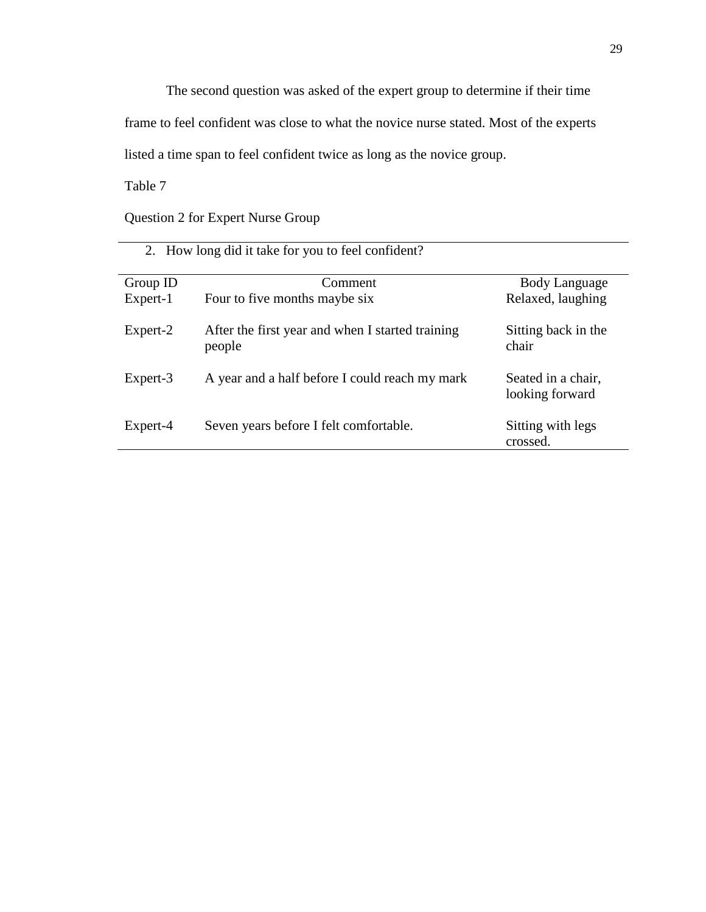The second question was asked of the expert group to determine if their time frame to feel confident was close to what the novice nurse stated. Most of the experts listed a time span to feel confident twice as long as the novice group.

Table 7

Question 2 for Expert Nurse Group

2. How long did it take for you to feel confident?

| Group ID | Comment | Body Language |
| --- | --- | --- |
| Expert-1 | Four to five months maybe six | Relaxed, laughing |
| Expert-2 | After the first year and when I started training people | Sitting back in the chair |
| Expert-3 | A year and a half before I could reach my mark | Seated in a chair, looking forward |
| Expert-4 | Seven years before I felt comfortable. | Sitting with legs crossed. |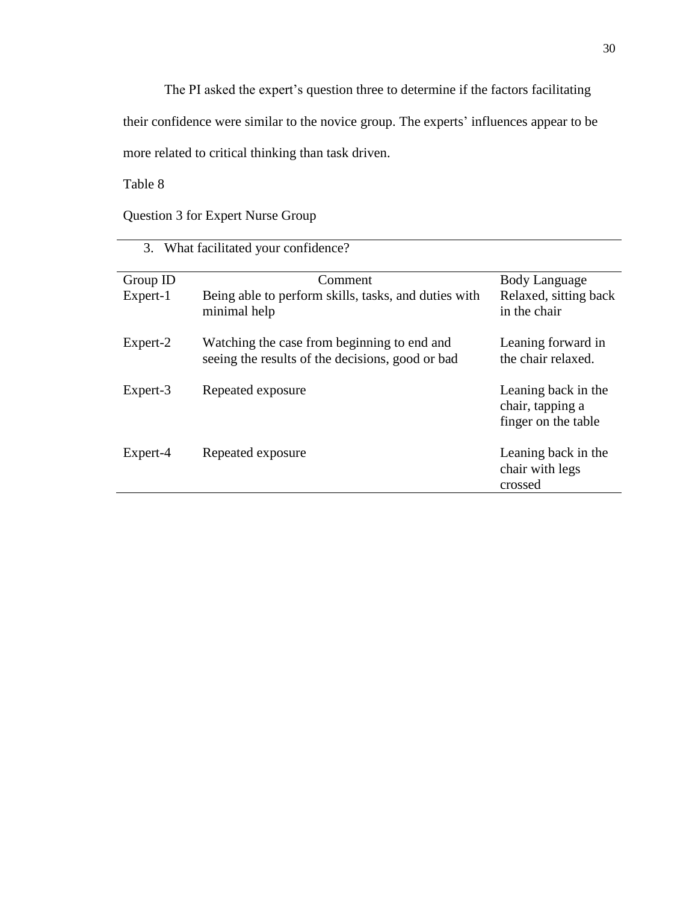The PI asked the expert's question three to determine if the factors facilitating their confidence were similar to the novice group. The experts' influences appear to be more related to critical thinking than task driven.

Table 8

Question 3 for Expert Nurse Group

3. What facilitated your confidence?

| Group ID | Comment | Body Language |
|---|---|---|
| Expert-1 | Being able to perform skills, tasks, and duties with minimal help | Relaxed, sitting back in the chair |
| Expert-2 | Watching the case from beginning to end and seeing the results of the decisions, good or bad | Leaning forward in the chair relaxed. |
| Expert-3 | Repeated exposure | Leaning back in the chair, tapping a finger on the table |
| Expert-4 | Repeated exposure | Leaning back in the chair with legs crossed |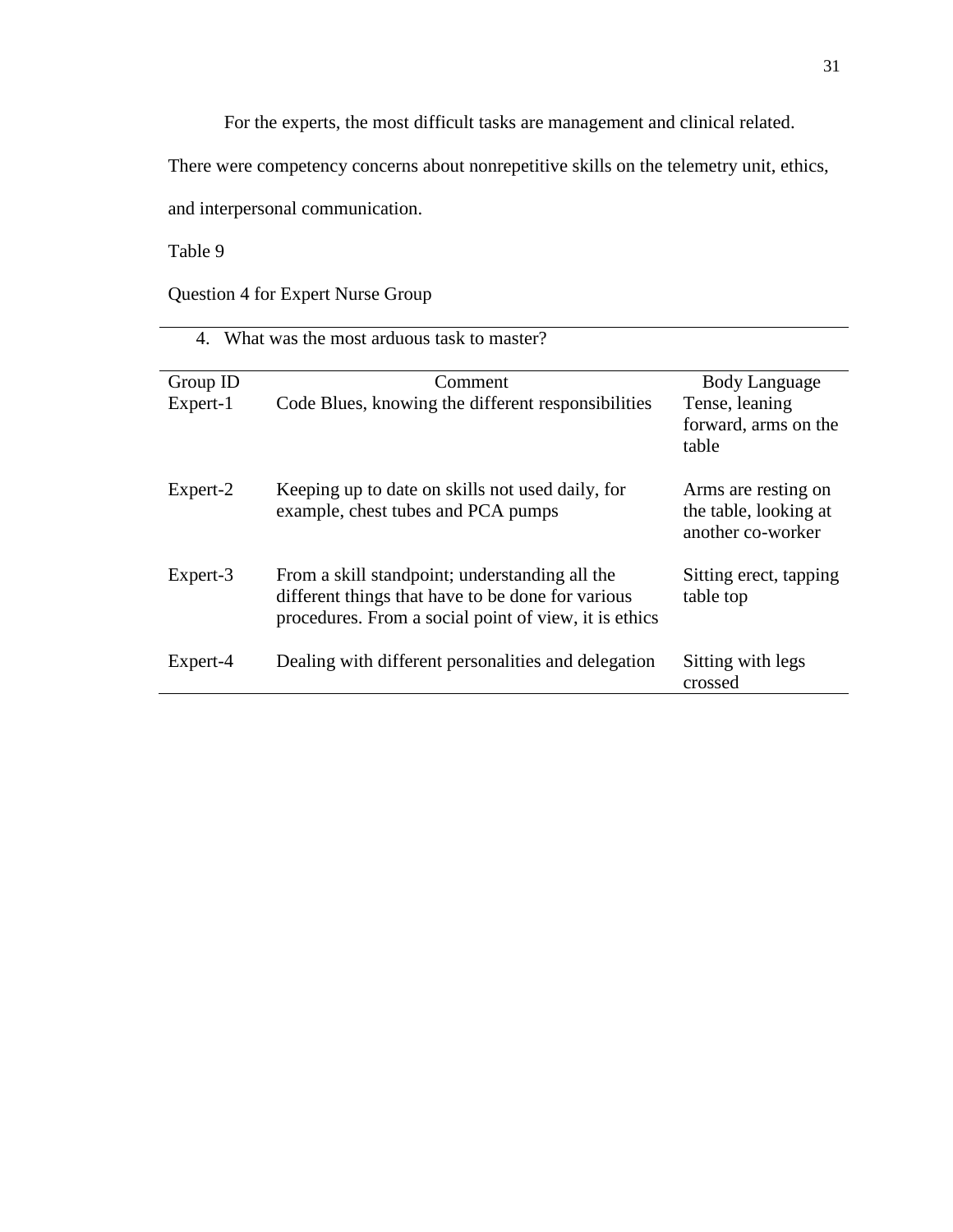For the experts, the most difficult tasks are management and clinical related. There were competency concerns about nonrepetitive skills on the telemetry unit, ethics, and interpersonal communication.

Table 9

Question 4 for Expert Nurse Group

| 4. What was the most arduous task to master? | | |
|---|---|---|
| Group ID | Comment | Body Language |
| Expert-1 | Code Blues, knowing the different responsibilities | Tense, leaning forward, arms on the table |
| Expert-2 | Keeping up to date on skills not used daily, for example, chest tubes and PCA pumps | Arms are resting on the table, looking at another co-worker |
| Expert-3 | From a skill standpoint; understanding all the different things that have to be done for various procedures. From a social point of view, it is ethics | Sitting erect, tapping table top |
| Expert-4 | Dealing with different personalities and delegation | Sitting with legs crossed |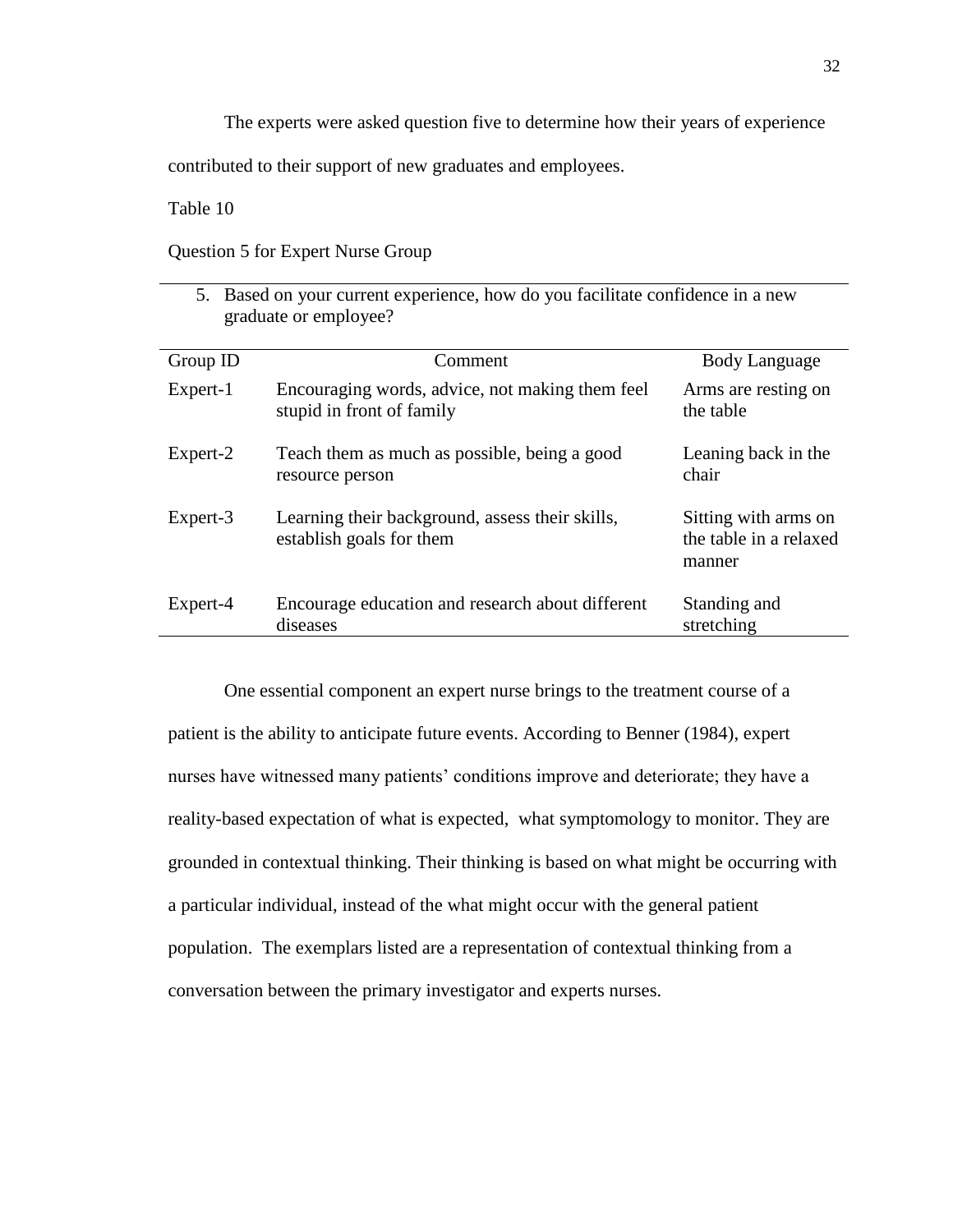The experts were asked question five to determine how their years of experience contributed to their support of new graduates and employees.

Table 10

Question 5 for Expert Nurse Group

5. Based on your current experience, how do you facilitate confidence in a new graduate or employee?

| Group ID | Comment | Body Language |
|---|---|---|
| Expert-1 | Encouraging words, advice, not making them feel stupid in front of family | Arms are resting on the table |
| Expert-2 | Teach them as much as possible, being a good resource person | Leaning back in the chair |
| Expert-3 | Learning their background, assess their skills, establish goals for them | Sitting with arms on the table in a relaxed manner |
| Expert-4 | Encourage education and research about different diseases | Standing and stretching |

One essential component an expert nurse brings to the treatment course of a patient is the ability to anticipate future events. According to Benner (1984), expert nurses have witnessed many patients' conditions improve and deteriorate; they have a reality-based expectation of what is expected, what symptomology to monitor. They are grounded in contextual thinking. Their thinking is based on what might be occurring with a particular individual, instead of the what might occur with the general patient population. The exemplars listed are a representation of contextual thinking from a conversation between the primary investigator and experts nurses.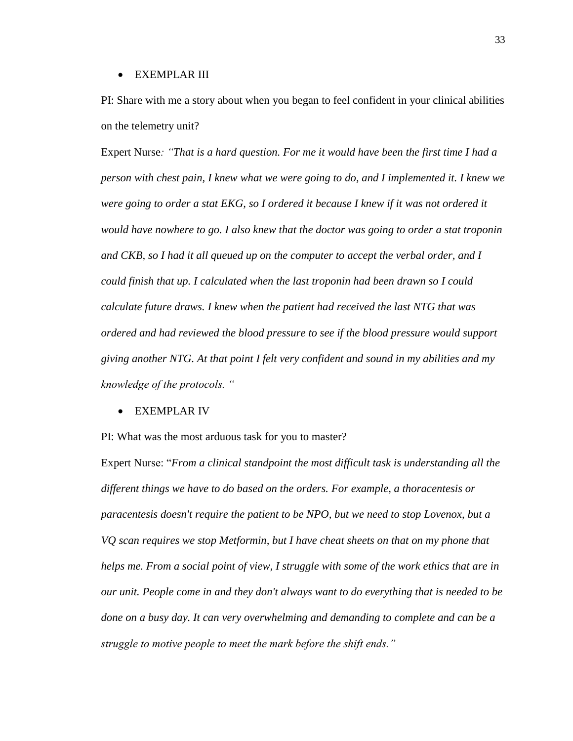- EXEMPLAR III

PI: Share with me a story about when you began to feel confident in your clinical abilities on the telemetry unit?

Expert Nurse*: "That is a hard question. For me it would have been the first time I had a person with chest pain, I knew what we were going to do, and I implemented it. I knew we were going to order a stat EKG, so I ordered it because I knew if it was not ordered it would have nowhere to go. I also knew that the doctor was going to order a stat troponin and CKB, so I had it all queued up on the computer to accept the verbal order, and I could finish that up. I calculated when the last troponin had been drawn so I could calculate future draws. I knew when the patient had received the last NTG that was ordered and had reviewed the blood pressure to see if the blood pressure would support giving another NTG. At that point I felt very confident and sound in my abilities and my knowledge of the protocols. "*

- EXEMPLAR IV

PI: What was the most arduous task for you to master?

Expert Nurse: "*From a clinical standpoint the most difficult task is understanding all the different things we have to do based on the orders. For example, a thoracentesis or paracentesis doesn't require the patient to be NPO, but we need to stop Lovenox, but a VQ scan requires we stop Metformin, but I have cheat sheets on that on my phone that helps me. From a social point of view, I struggle with some of the work ethics that are in our unit. People come in and they don't always want to do everything that is needed to be done on a busy day. It can very overwhelming and demanding to complete and can be a struggle to motive people to meet the mark before the shift ends."*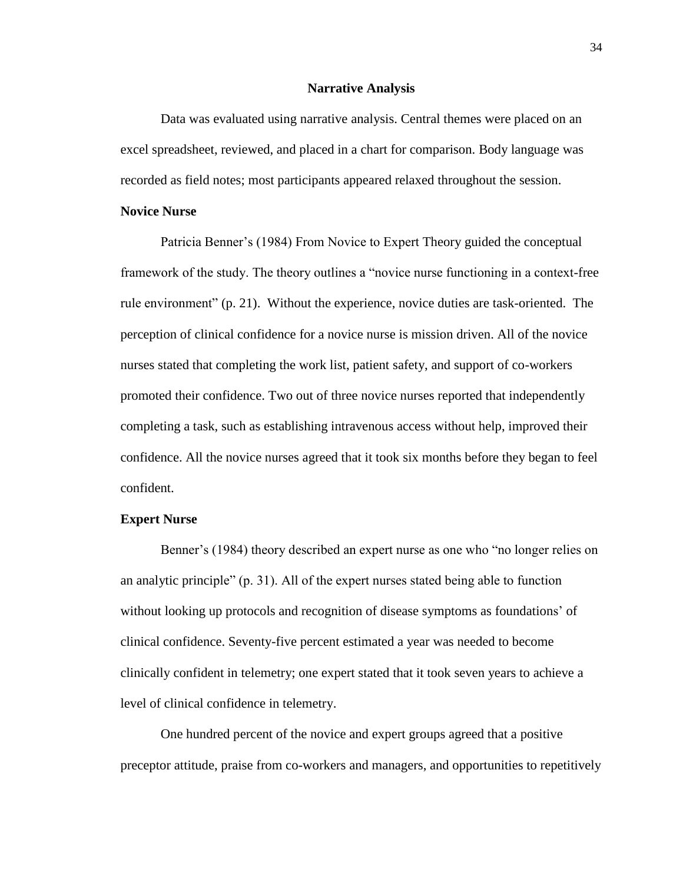## Narrative Analysis

Data was evaluated using narrative analysis. Central themes were placed on an excel spreadsheet, reviewed, and placed in a chart for comparison. Body language was recorded as field notes; most participants appeared relaxed throughout the session.

### Novice Nurse

Patricia Benner's (1984) From Novice to Expert Theory guided the conceptual framework of the study. The theory outlines a "novice nurse functioning in a context-free rule environment" (p. 21). Without the experience, novice duties are task-oriented. The perception of clinical confidence for a novice nurse is mission driven. All of the novice nurses stated that completing the work list, patient safety, and support of co-workers promoted their confidence. Two out of three novice nurses reported that independently completing a task, such as establishing intravenous access without help, improved their confidence. All the novice nurses agreed that it took six months before they began to feel confident.

### Expert Nurse

Benner's (1984) theory described an expert nurse as one who "no longer relies on an analytic principle" (p. 31). All of the expert nurses stated being able to function without looking up protocols and recognition of disease symptoms as foundations' of clinical confidence. Seventy-five percent estimated a year was needed to become clinically confident in telemetry; one expert stated that it took seven years to achieve a level of clinical confidence in telemetry.

One hundred percent of the novice and expert groups agreed that a positive preceptor attitude, praise from co-workers and managers, and opportunities to repetitively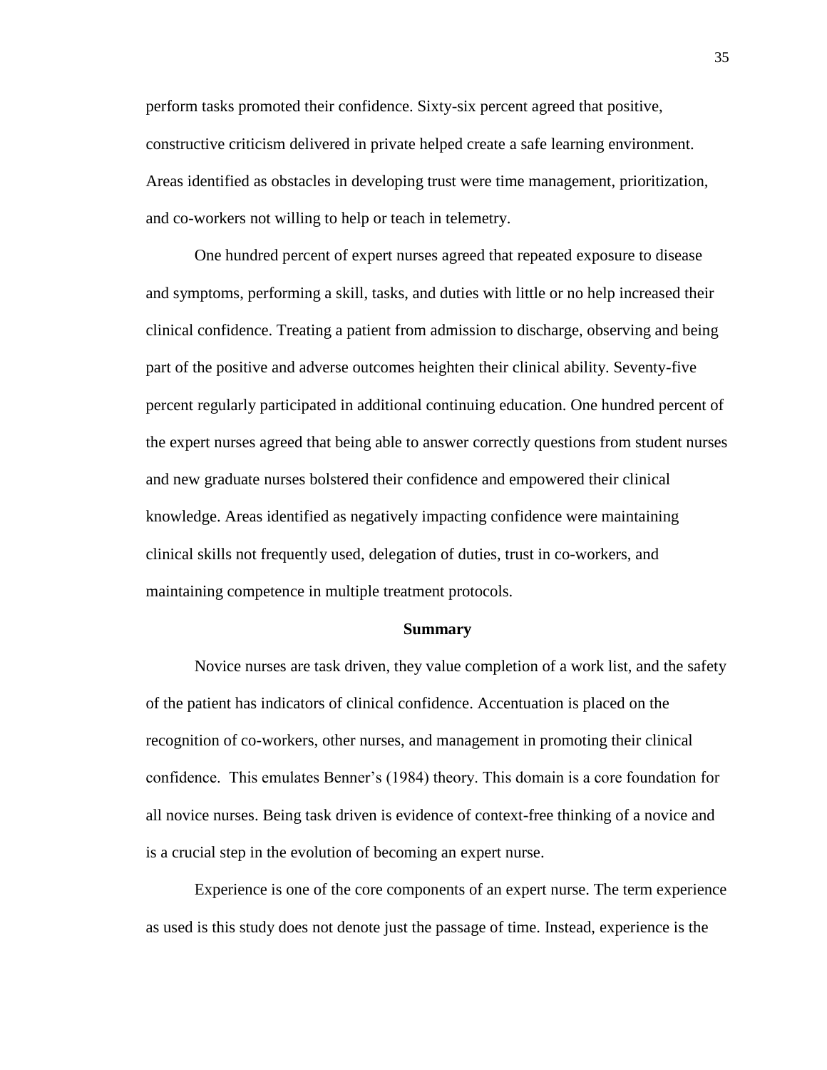perform tasks promoted their confidence. Sixty-six percent agreed that positive, constructive criticism delivered in private helped create a safe learning environment. Areas identified as obstacles in developing trust were time management, prioritization, and co-workers not willing to help or teach in telemetry.

One hundred percent of expert nurses agreed that repeated exposure to disease and symptoms, performing a skill, tasks, and duties with little or no help increased their clinical confidence. Treating a patient from admission to discharge, observing and being part of the positive and adverse outcomes heighten their clinical ability. Seventy-five percent regularly participated in additional continuing education. One hundred percent of the expert nurses agreed that being able to answer correctly questions from student nurses and new graduate nurses bolstered their confidence and empowered their clinical knowledge. Areas identified as negatively impacting confidence were maintaining clinical skills not frequently used, delegation of duties, trust in co-workers, and maintaining competence in multiple treatment protocols.

## Summary

Novice nurses are task driven, they value completion of a work list, and the safety of the patient has indicators of clinical confidence. Accentuation is placed on the recognition of co-workers, other nurses, and management in promoting their clinical confidence. This emulates Benner's (1984) theory. This domain is a core foundation for all novice nurses. Being task driven is evidence of context-free thinking of a novice and is a crucial step in the evolution of becoming an expert nurse.

Experience is one of the core components of an expert nurse. The term experience as used is this study does not denote just the passage of time. Instead, experience is the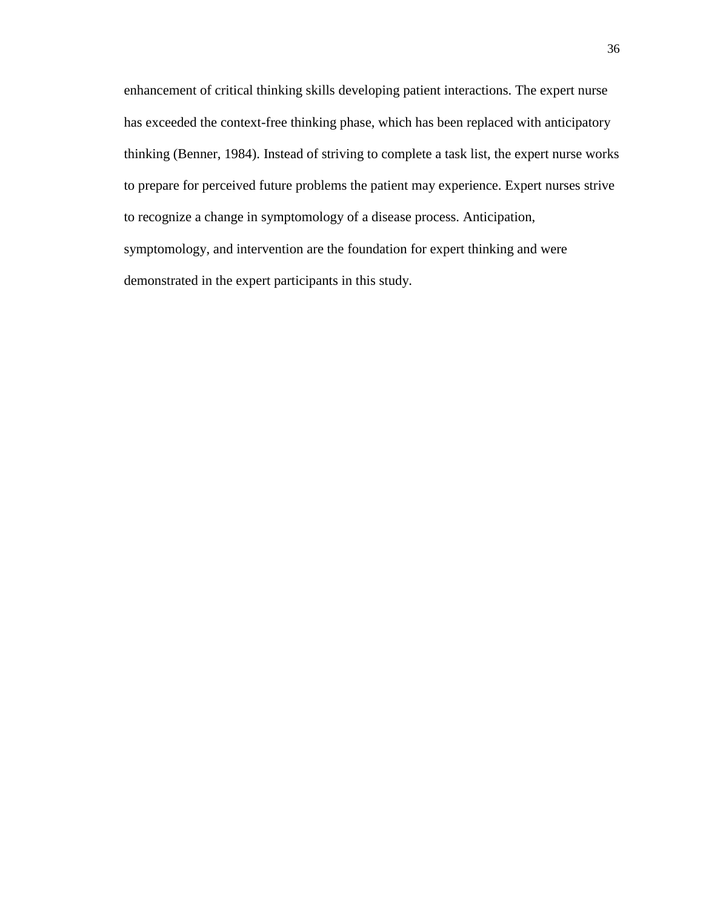enhancement of critical thinking skills developing patient interactions. The expert nurse has exceeded the context-free thinking phase, which has been replaced with anticipatory thinking (Benner, 1984). Instead of striving to complete a task list, the expert nurse works to prepare for perceived future problems the patient may experience. Expert nurses strive to recognize a change in symptomology of a disease process. Anticipation, symptomology, and intervention are the foundation for expert thinking and were demonstrated in the expert participants in this study.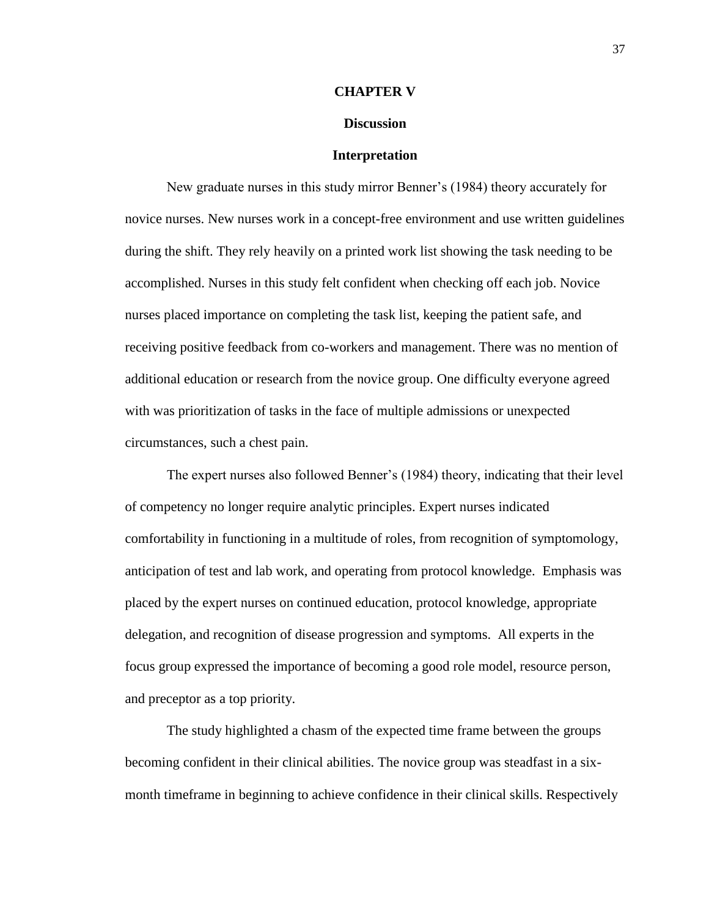# CHAPTER V

## Discussion

### Interpretation

New graduate nurses in this study mirror Benner's (1984) theory accurately for novice nurses. New nurses work in a concept-free environment and use written guidelines during the shift. They rely heavily on a printed work list showing the task needing to be accomplished. Nurses in this study felt confident when checking off each job. Novice nurses placed importance on completing the task list, keeping the patient safe, and receiving positive feedback from co-workers and management. There was no mention of additional education or research from the novice group. One difficulty everyone agreed with was prioritization of tasks in the face of multiple admissions or unexpected circumstances, such a chest pain.

The expert nurses also followed Benner's (1984) theory, indicating that their level of competency no longer require analytic principles. Expert nurses indicated comfortability in functioning in a multitude of roles, from recognition of symptomology, anticipation of test and lab work, and operating from protocol knowledge. Emphasis was placed by the expert nurses on continued education, protocol knowledge, appropriate delegation, and recognition of disease progression and symptoms. All experts in the focus group expressed the importance of becoming a good role model, resource person, and preceptor as a top priority.

The study highlighted a chasm of the expected time frame between the groups becoming confident in their clinical abilities. The novice group was steadfast in a six-month timeframe in beginning to achieve confidence in their clinical skills. Respectively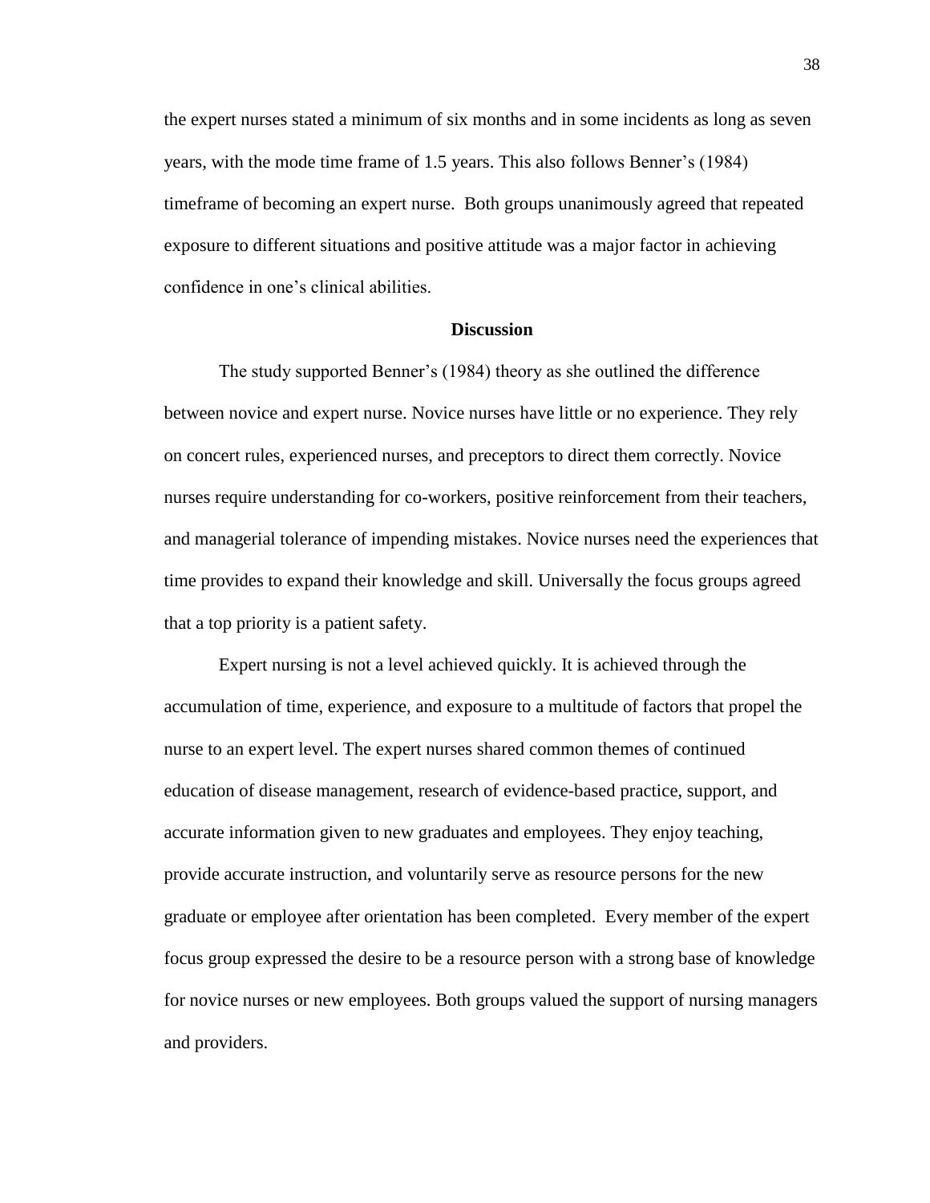the expert nurses stated a minimum of six months and in some incidents as long as seven years, with the mode time frame of 1.5 years. This also follows Benner's (1984) timeframe of becoming an expert nurse. Both groups unanimously agreed that repeated exposure to different situations and positive attitude was a major factor in achieving confidence in one's clinical abilities.

## Discussion

The study supported Benner's (1984) theory as she outlined the difference between novice and expert nurse. Novice nurses have little or no experience. They rely on concert rules, experienced nurses, and preceptors to direct them correctly. Novice nurses require understanding for co-workers, positive reinforcement from their teachers, and managerial tolerance of impending mistakes. Novice nurses need the experiences that time provides to expand their knowledge and skill. Universally the focus groups agreed that a top priority is a patient safety.

Expert nursing is not a level achieved quickly. It is achieved through the accumulation of time, experience, and exposure to a multitude of factors that propel the nurse to an expert level. The expert nurses shared common themes of continued education of disease management, research of evidence-based practice, support, and accurate information given to new graduates and employees. They enjoy teaching, provide accurate instruction, and voluntarily serve as resource persons for the new graduate or employee after orientation has been completed. Every member of the expert focus group expressed the desire to be a resource person with a strong base of knowledge for novice nurses or new employees. Both groups valued the support of nursing managers and providers.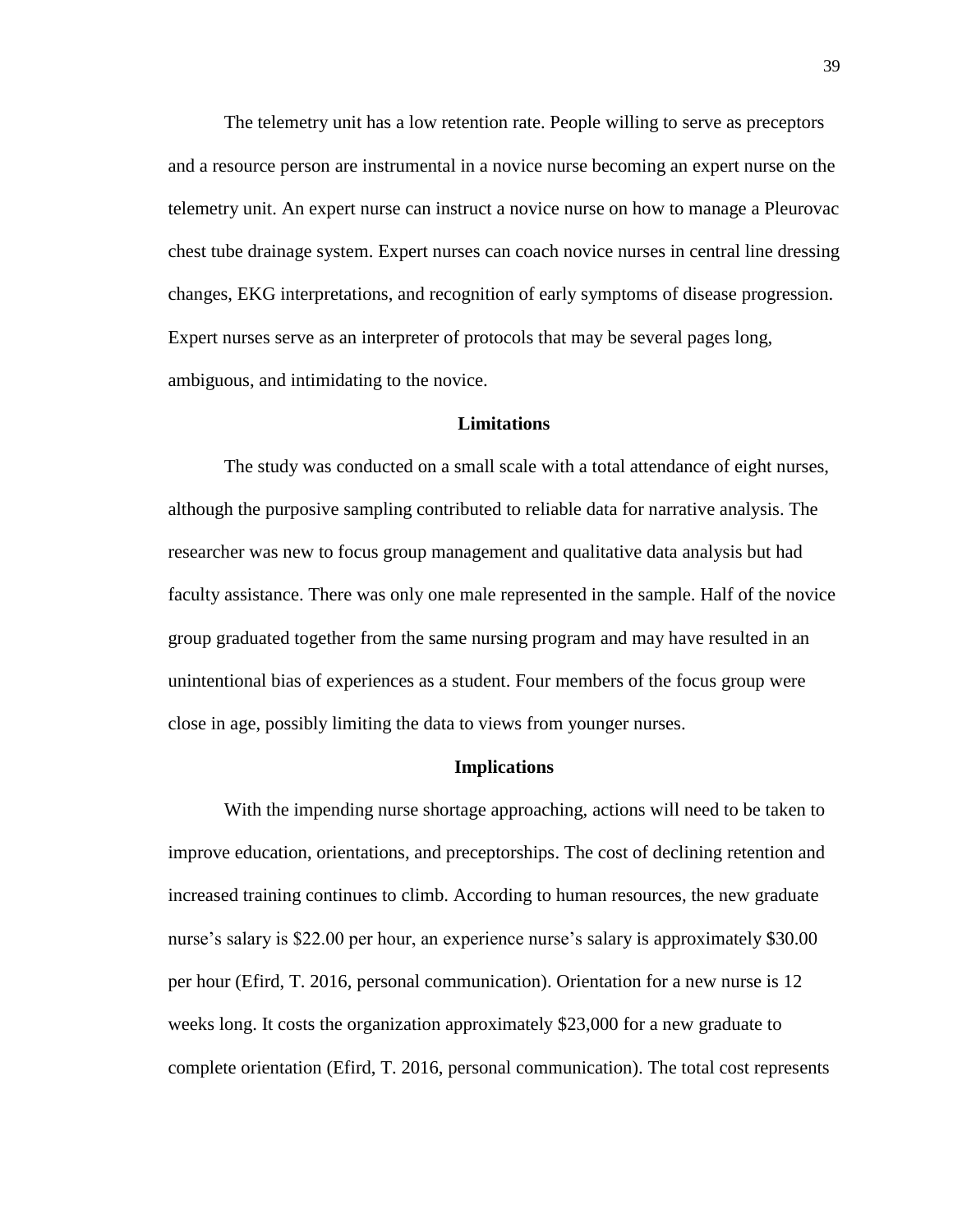The telemetry unit has a low retention rate. People willing to serve as preceptors and a resource person are instrumental in a novice nurse becoming an expert nurse on the telemetry unit. An expert nurse can instruct a novice nurse on how to manage a Pleurovac chest tube drainage system. Expert nurses can coach novice nurses in central line dressing changes, EKG interpretations, and recognition of early symptoms of disease progression. Expert nurses serve as an interpreter of protocols that may be several pages long, ambiguous, and intimidating to the novice.

## Limitations

The study was conducted on a small scale with a total attendance of eight nurses, although the purposive sampling contributed to reliable data for narrative analysis. The researcher was new to focus group management and qualitative data analysis but had faculty assistance. There was only one male represented in the sample. Half of the novice group graduated together from the same nursing program and may have resulted in an unintentional bias of experiences as a student. Four members of the focus group were close in age, possibly limiting the data to views from younger nurses.

## Implications

With the impending nurse shortage approaching, actions will need to be taken to improve education, orientations, and preceptorships. The cost of declining retention and increased training continues to climb. According to human resources, the new graduate nurse's salary is $22.00 per hour, an experience nurse's salary is approximately $30.00 per hour (Efird, T. 2016, personal communication). Orientation for a new nurse is 12 weeks long. It costs the organization approximately $23,000 for a new graduate to complete orientation (Efird, T. 2016, personal communication). The total cost represents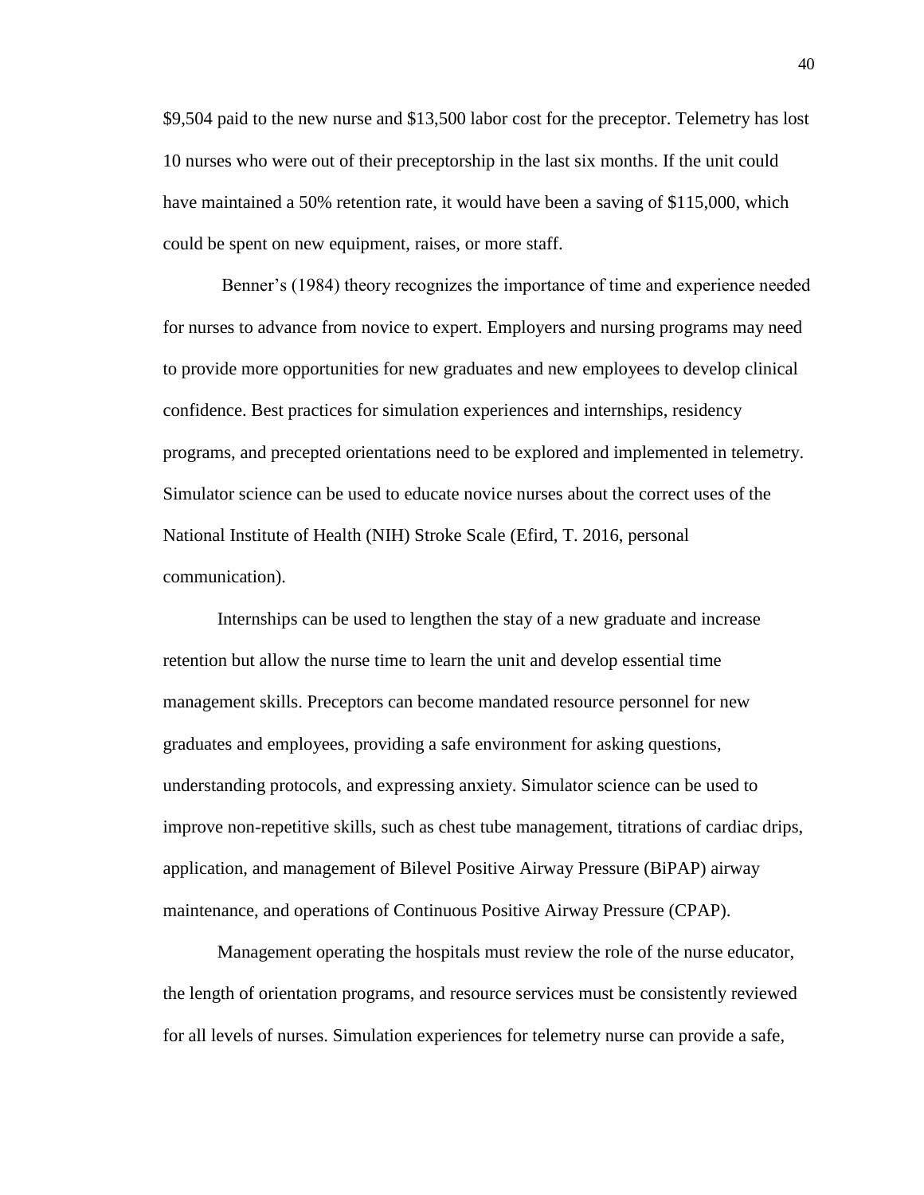$9,504 paid to the new nurse and $13,500 labor cost for the preceptor. Telemetry has lost 10 nurses who were out of their preceptorship in the last six months. If the unit could have maintained a 50% retention rate, it would have been a saving of $115,000, which could be spent on new equipment, raises, or more staff.

Benner's (1984) theory recognizes the importance of time and experience needed for nurses to advance from novice to expert. Employers and nursing programs may need to provide more opportunities for new graduates and new employees to develop clinical confidence. Best practices for simulation experiences and internships, residency programs, and precepted orientations need to be explored and implemented in telemetry. Simulator science can be used to educate novice nurses about the correct uses of the National Institute of Health (NIH) Stroke Scale (Efird, T. 2016, personal communication).

Internships can be used to lengthen the stay of a new graduate and increase retention but allow the nurse time to learn the unit and develop essential time management skills. Preceptors can become mandated resource personnel for new graduates and employees, providing a safe environment for asking questions, understanding protocols, and expressing anxiety. Simulator science can be used to improve non-repetitive skills, such as chest tube management, titrations of cardiac drips, application, and management of Bilevel Positive Airway Pressure (BiPAP) airway maintenance, and operations of Continuous Positive Airway Pressure (CPAP).

Management operating the hospitals must review the role of the nurse educator, the length of orientation programs, and resource services must be consistently reviewed for all levels of nurses. Simulation experiences for telemetry nurse can provide a safe,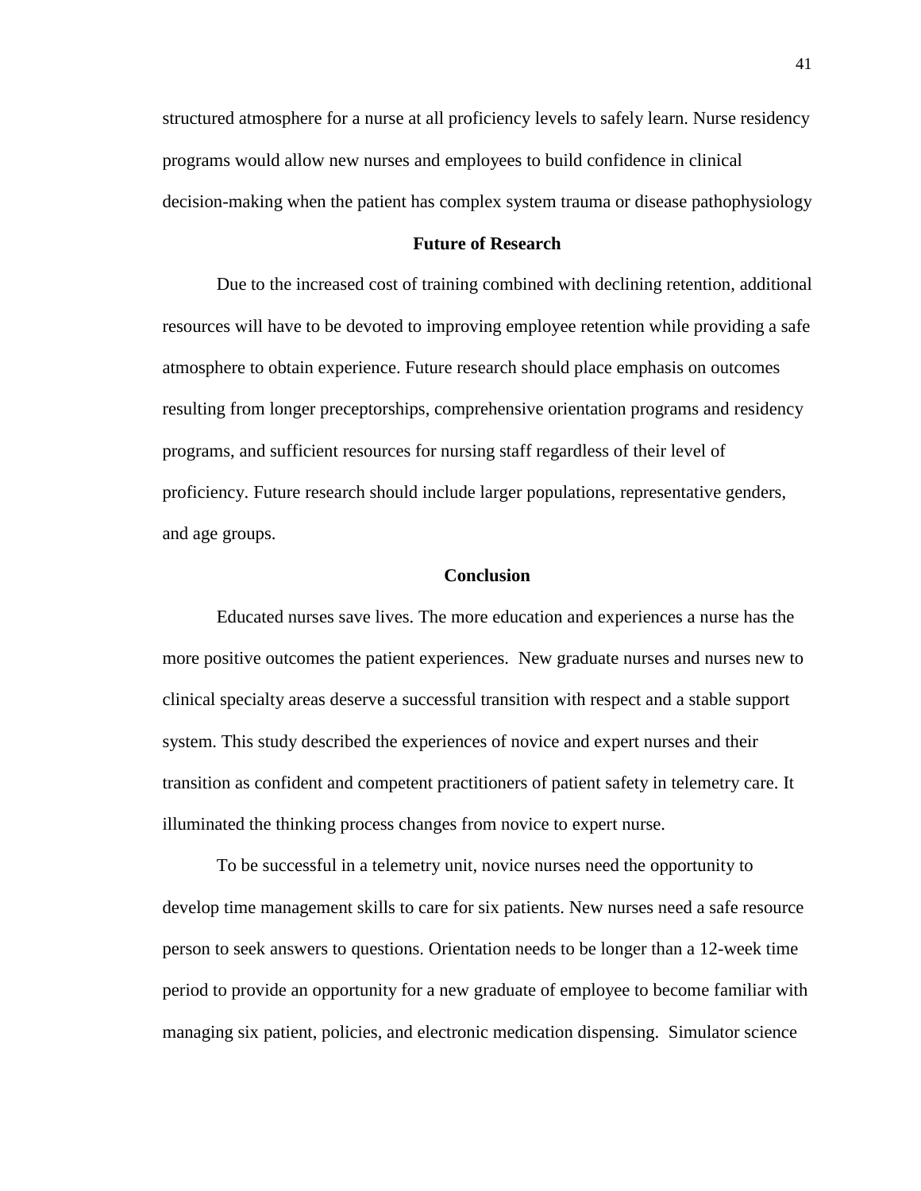structured atmosphere for a nurse at all proficiency levels to safely learn. Nurse residency programs would allow new nurses and employees to build confidence in clinical decision-making when the patient has complex system trauma or disease pathophysiology

## Future of Research

Due to the increased cost of training combined with declining retention, additional resources will have to be devoted to improving employee retention while providing a safe atmosphere to obtain experience. Future research should place emphasis on outcomes resulting from longer preceptorships, comprehensive orientation programs and residency programs, and sufficient resources for nursing staff regardless of their level of proficiency. Future research should include larger populations, representative genders, and age groups.

## Conclusion

Educated nurses save lives. The more education and experiences a nurse has the more positive outcomes the patient experiences. New graduate nurses and nurses new to clinical specialty areas deserve a successful transition with respect and a stable support system. This study described the experiences of novice and expert nurses and their transition as confident and competent practitioners of patient safety in telemetry care. It illuminated the thinking process changes from novice to expert nurse.

To be successful in a telemetry unit, novice nurses need the opportunity to develop time management skills to care for six patients. New nurses need a safe resource person to seek answers to questions. Orientation needs to be longer than a 12-week time period to provide an opportunity for a new graduate of employee to become familiar with managing six patient, policies, and electronic medication dispensing. Simulator science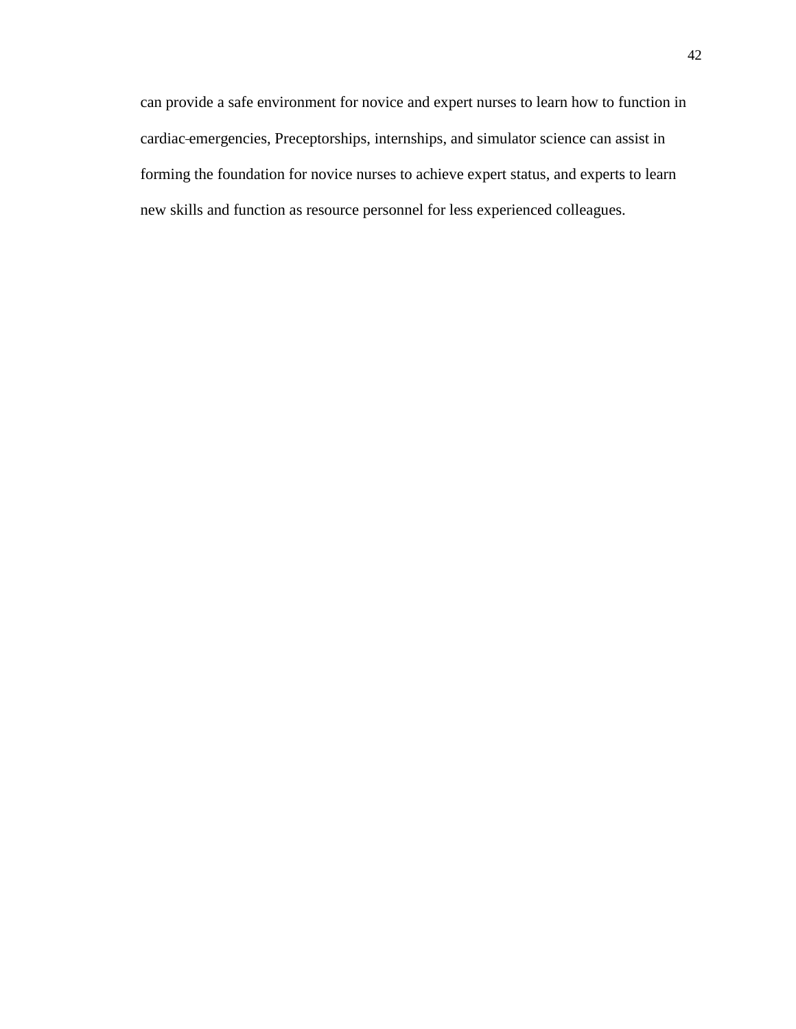can provide a safe environment for novice and expert nurses to learn how to function in cardiac emergencies, Preceptorships, internships, and simulator science can assist in forming the foundation for novice nurses to achieve expert status, and experts to learn new skills and function as resource personnel for less experienced colleagues.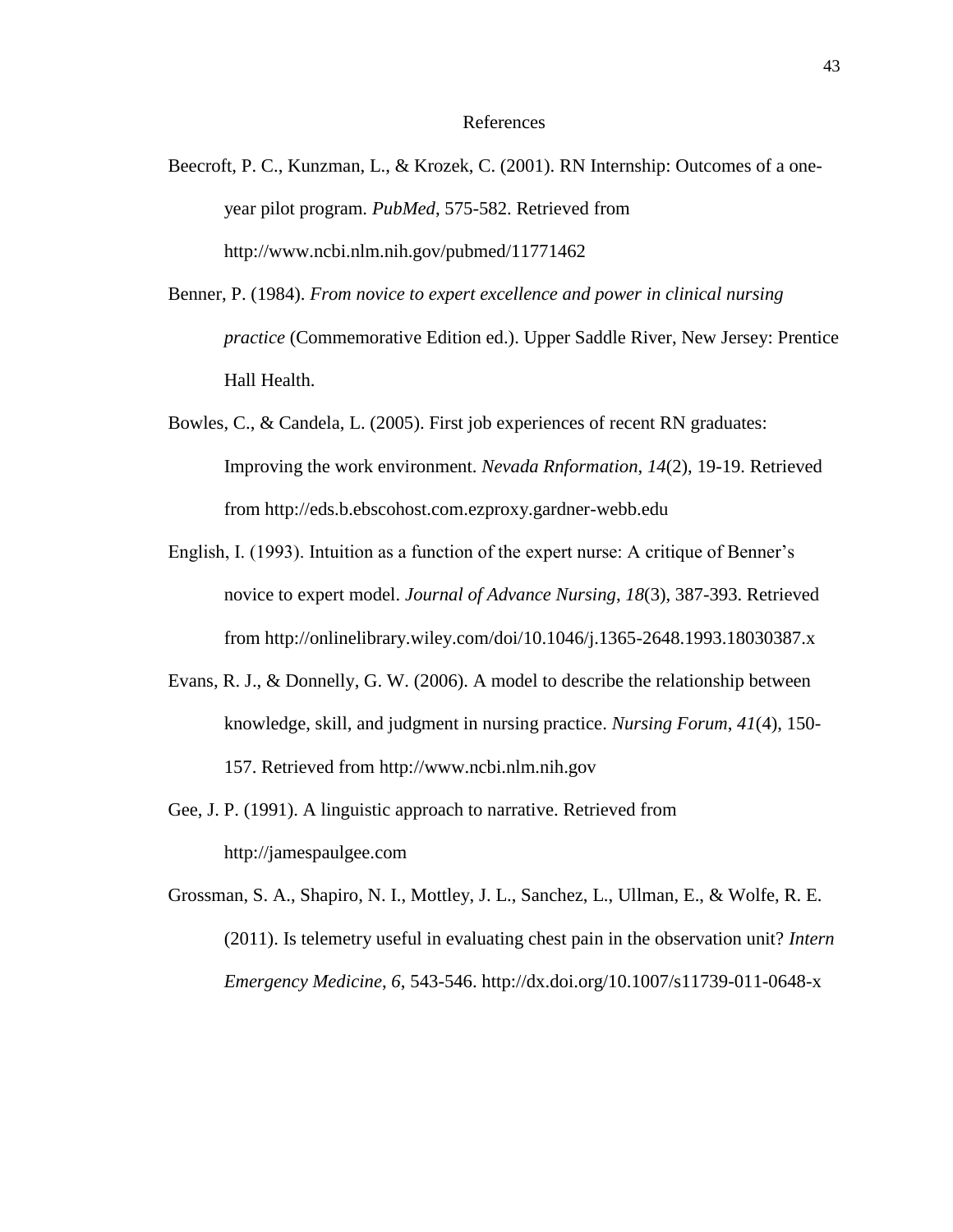# References

Beecroft, P. C., Kunzman, L., & Krozek, C. (2001). RN Internship: Outcomes of a one-year pilot program. *PubMed*, 575-582. Retrieved from http://www.ncbi.nlm.nih.gov/pubmed/11771462

Benner, P. (1984). *From novice to expert excellence and power in clinical nursing practice* (Commemorative Edition ed.). Upper Saddle River, New Jersey: Prentice Hall Health.

Bowles, C., & Candela, L. (2005). First job experiences of recent RN graduates: Improving the work environment. *Nevada Rnformation*, *14*(2), 19-19. Retrieved from http://eds.b.ebscohost.com.ezproxy.gardner-webb.edu

English, I. (1993). Intuition as a function of the expert nurse: A critique of Benner's novice to expert model. *Journal of Advance Nursing*, *18*(3), 387-393. Retrieved from http://onlinelibrary.wiley.com/doi/10.1046/j.1365-2648.1993.18030387.x

Evans, R. J., & Donnelly, G. W. (2006). A model to describe the relationship between knowledge, skill, and judgment in nursing practice. *Nursing Forum*, *41*(4), 150-157. Retrieved from http://www.ncbi.nlm.nih.gov

Gee, J. P. (1991). A linguistic approach to narrative. Retrieved from http://jamespaulgee.com

Grossman, S. A., Shapiro, N. I., Mottley, J. L., Sanchez, L., Ullman, E., & Wolfe, R. E. (2011). Is telemetry useful in evaluating chest pain in the observation unit? *Intern Emergency Medicine*, *6*, 543-546. http://dx.doi.org/10.1007/s11739-011-0648-x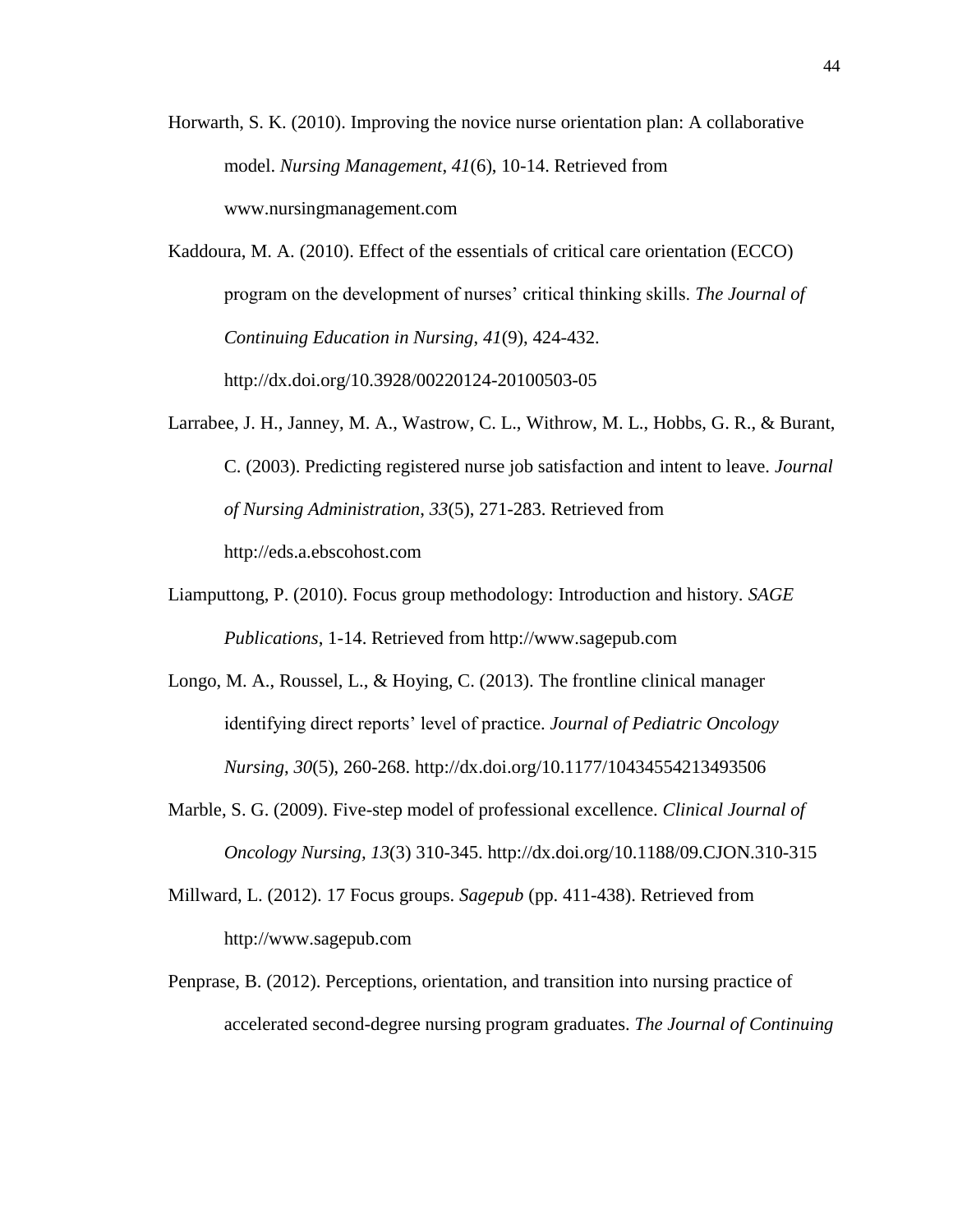Horwarth, S. K. (2010). Improving the novice nurse orientation plan: A collaborative model. *Nursing Management*, *41*(6), 10-14. Retrieved from www.nursingmanagement.com

Kaddoura, M. A. (2010). Effect of the essentials of critical care orientation (ECCO) program on the development of nurses' critical thinking skills. *The Journal of Continuing Education in Nursing*, *41*(9), 424-432. http://dx.doi.org/10.3928/00220124-20100503-05

Larrabee, J. H., Janney, M. A., Wastrow, C. L., Withrow, M. L., Hobbs, G. R., & Burant, C. (2003). Predicting registered nurse job satisfaction and intent to leave. *Journal of Nursing Administration*, *33*(5), 271-283. Retrieved from http://eds.a.ebscohost.com

Liamputtong, P. (2010). Focus group methodology: Introduction and history. *SAGE Publications*, 1-14. Retrieved from http://www.sagepub.com

Longo, M. A., Roussel, L., & Hoying, C. (2013). The frontline clinical manager identifying direct reports' level of practice. *Journal of Pediatric Oncology Nursing*, *30*(5), 260-268. http://dx.doi.org/10.1177/10434554213493506

Marble, S. G. (2009). Five-step model of professional excellence. *Clinical Journal of Oncology Nursing, 13*(3) 310-345. http://dx.doi.org/10.1188/09.CJON.310-315

Millward, L. (2012). 17 Focus groups. *Sagepub* (pp. 411-438). Retrieved from http://www.sagepub.com

Penprase, B. (2012). Perceptions, orientation, and transition into nursing practice of accelerated second-degree nursing program graduates. *The Journal of Continuing*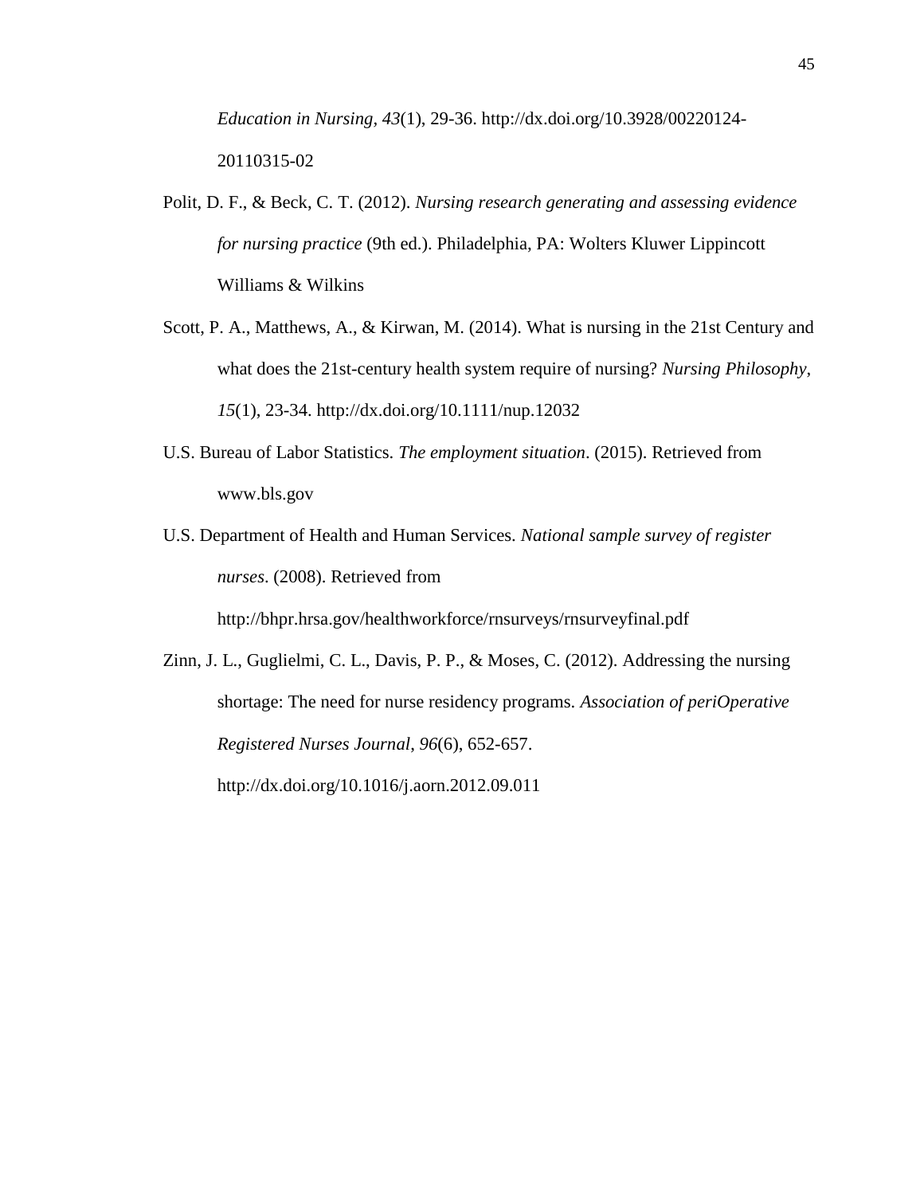*Education in Nursing, 43*(1), 29-36. http://dx.doi.org/10.3928/00220124-20110315-02

Polit, D. F., & Beck, C. T. (2012). *Nursing research generating and assessing evidence for nursing practice* (9th ed.). Philadelphia, PA: Wolters Kluwer Lippincott Williams & Wilkins

Scott, P. A., Matthews, A., & Kirwan, M. (2014). What is nursing in the 21st Century and what does the 21st-century health system require of nursing? *Nursing Philosophy*, *15*(1), 23-34. http://dx.doi.org/10.1111/nup.12032

U.S. Bureau of Labor Statistics. *The employment situation*. (2015). Retrieved from www.bls.gov

U.S. Department of Health and Human Services. *National sample survey of register nurses*. (2008). Retrieved from http://bhpr.hrsa.gov/healthworkforce/rnsurveys/rnsurveyfinal.pdf

Zinn, J. L., Guglielmi, C. L., Davis, P. P., & Moses, C. (2012). Addressing the nursing shortage: The need for nurse residency programs. *Association of periOperative Registered Nurses Journal*, *96*(6), 652-657. http://dx.doi.org/10.1016/j.aorn.2012.09.011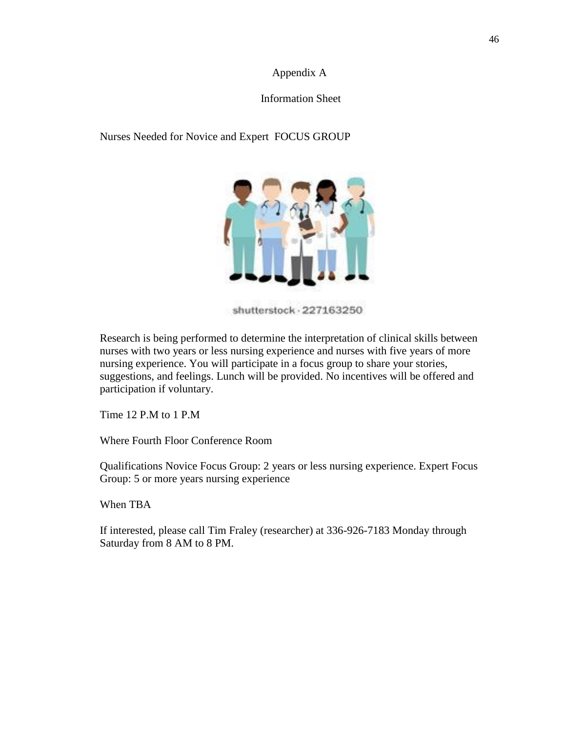# Appendix A

## Information Sheet

Nurses Needed for Novice and Expert FOCUS GROUP

shutterstock · 227163250

Research is being performed to determine the interpretation of clinical skills between nurses with two years or less nursing experience and nurses with five years of more nursing experience. You will participate in a focus group to share your stories, suggestions, and feelings. Lunch will be provided. No incentives will be offered and participation if voluntary.

Time 12 P.M to 1 P.M

Where Fourth Floor Conference Room

Qualifications Novice Focus Group: 2 years or less nursing experience. Expert Focus Group: 5 or more years nursing experience

When TBA

If interested, please call Tim Fraley (researcher) at 336-926-7183 Monday through Saturday from 8 AM to 8 PM.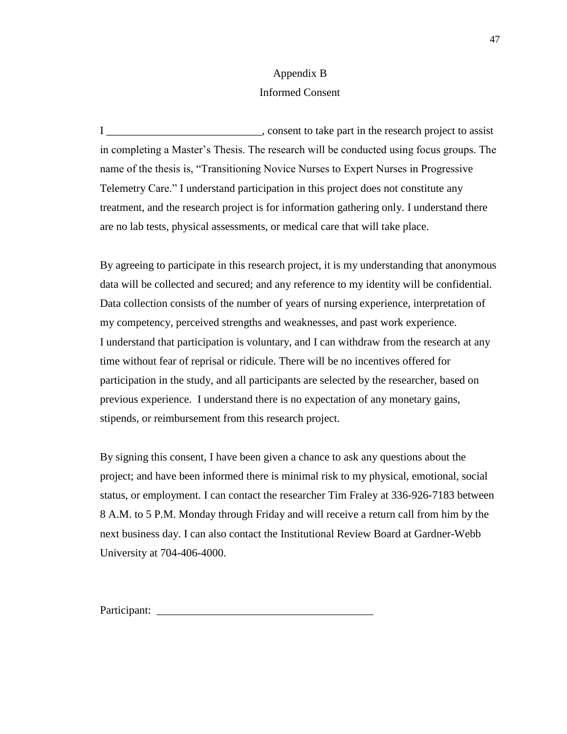# Appendix B

## Informed Consent

I ____________________________, consent to take part in the research project to assist in completing a Master's Thesis. The research will be conducted using focus groups. The name of the thesis is, "Transitioning Novice Nurses to Expert Nurses in Progressive Telemetry Care." I understand participation in this project does not constitute any treatment, and the research project is for information gathering only. I understand there are no lab tests, physical assessments, or medical care that will take place.

By agreeing to participate in this research project, it is my understanding that anonymous data will be collected and secured; and any reference to my identity will be confidential. Data collection consists of the number of years of nursing experience, interpretation of my competency, perceived strengths and weaknesses, and past work experience. I understand that participation is voluntary, and I can withdraw from the research at any time without fear of reprisal or ridicule. There will be no incentives offered for participation in the study, and all participants are selected by the researcher, based on previous experience. I understand there is no expectation of any monetary gains, stipends, or reimbursement from this research project.

By signing this consent, I have been given a chance to ask any questions about the project; and have been informed there is minimal risk to my physical, emotional, social status, or employment. I can contact the researcher Tim Fraley at 336-926-7183 between 8 A.M. to 5 P.M. Monday through Friday and will receive a return call from him by the next business day. I can also contact the Institutional Review Board at Gardner-Webb University at 704-406-4000.

Participant: ________________________________________